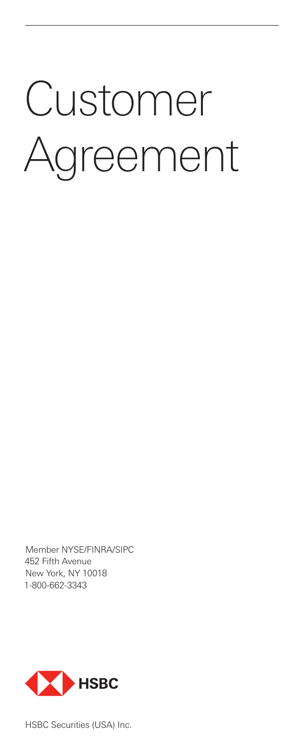# Customer Agreement

Member NYSE/FINRA/SIPC
452 Fifth Avenue
New York, NY 10018
1-800-662-3343

HSBC

HSBC Securities (USA) Inc.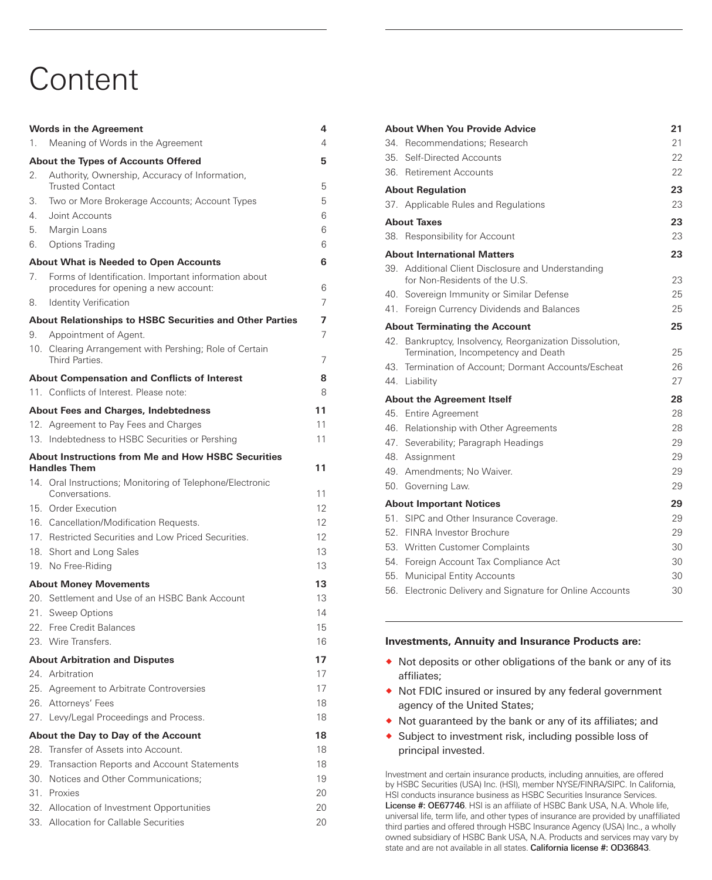# Content

| | Page |
|---|---|
| **Words in the Agreement** | **4** |
| 1. Meaning of Words in the Agreement | 4 |
| **About the Types of Accounts Offered** | **5** |
| 2. Authority, Ownership, Accuracy of Information, Trusted Contact | 5 |
| 3. Two or More Brokerage Accounts; Account Types | 5 |
| 4. Joint Accounts | 6 |
| 5. Margin Loans | 6 |
| 6. Options Trading | 6 |
| **About What is Needed to Open Accounts** | **6** |
| 7. Forms of Identification. Important information about procedures for opening a new account: | 6 |
| 8. Identity Verification | 7 |
| **About Relationships to HSBC Securities and Other Parties** | **7** |
| 9. Appointment of Agent. | 7 |
| 10. Clearing Arrangement with Pershing; Role of Certain Third Parties. | 7 |
| **About Compensation and Conflicts of Interest** | **8** |
| 11. Conflicts of Interest. Please note: | 8 |
| **About Fees and Charges, Indebtedness** | **11** |
| 12. Agreement to Pay Fees and Charges | 11 |
| 13. Indebtedness to HSBC Securities or Pershing | 11 |
| **About Instructions from Me and How HSBC Securities Handles Them** | **11** |
| 14. Oral Instructions; Monitoring of Telephone/Electronic Conversations. | 11 |
| 15. Order Execution | 12 |
| 16. Cancellation/Modification Requests. | 12 |
| 17. Restricted Securities and Low Priced Securities. | 12 |
| 18. Short and Long Sales | 13 |
| 19. No Free-Riding | 13 |
| **About Money Movements** | **13** |
| 20. Settlement and Use of an HSBC Bank Account | 13 |
| 21. Sweep Options | 14 |
| 22. Free Credit Balances | 15 |
| 23. Wire Transfers. | 16 |
| **About Arbitration and Disputes** | **17** |
| 24. Arbitration | 17 |
| 25. Agreement to Arbitrate Controversies | 17 |
| 26. Attorneys' Fees | 18 |
| 27. Levy/Legal Proceedings and Process. | 18 |
| **About the Day to Day of the Account** | **18** |
| 28. Transfer of Assets into Account. | 18 |
| 29. Transaction Reports and Account Statements | 18 |
| 30. Notices and Other Communications; | 19 |
| 31. Proxies | 20 |
| 32. Allocation of Investment Opportunities | 20 |
| 33. Allocation for Callable Securities | 20 |
| **About When You Provide Advice** | **21** |
| 34. Recommendations; Research | 21 |
| 35. Self-Directed Accounts | 22 |
| 36. Retirement Accounts | 22 |
| **About Regulation** | **23** |
| 37. Applicable Rules and Regulations | 23 |
| **About Taxes** | **23** |
| 38. Responsibility for Account | 23 |
| **About International Matters** | **23** |
| 39. Additional Client Disclosure and Understanding for Non-Residents of the U.S. | 23 |
| 40. Sovereign Immunity or Similar Defense | 25 |
| 41. Foreign Currency Dividends and Balances | 25 |
| **About Terminating the Account** | **25** |
| 42. Bankruptcy, Insolvency, Reorganization Dissolution, Termination, Incompetency and Death | 25 |
| 43. Termination of Account; Dormant Accounts/Escheat | 26 |
| 44. Liability | 27 |
| **About the Agreement Itself** | **28** |
| 45. Entire Agreement | 28 |
| 46. Relationship with Other Agreements | 28 |
| 47. Severability; Paragraph Headings | 29 |
| 48. Assignment | 29 |
| 49. Amendments; No Waiver. | 29 |
| 50. Governing Law. | 29 |
| **About Important Notices** | **29** |
| 51. SIPC and Other Insurance Coverage. | 29 |
| 52. FINRA Investor Brochure | 29 |
| 53. Written Customer Complaints | 30 |
| 54. Foreign Account Tax Compliance Act | 30 |
| 55. Municipal Entity Accounts | 30 |
| 56. Electronic Delivery and Signature for Online Accounts | 30 |

**Investments, Annuity and Insurance Products are:**

- Not deposits or other obligations of the bank or any of its affiliates;
- Not FDIC insured or insured by any federal government agency of the United States;
- Not guaranteed by the bank or any of its affiliates; and
- Subject to investment risk, including possible loss of principal invested.

Investment and certain insurance products, including annuities, are offered by HSBC Securities (USA) Inc. (HSI), member NYSE/FINRA/SIPC. In California, HSI conducts insurance business as HSBC Securities Insurance Services. **License #: OE67746**. HSI is an affiliate of HSBC Bank USA, N.A. Whole life, universal life, term life, and other types of insurance are provided by unaffiliated third parties and offered through HSBC Insurance Agency (USA) Inc., a wholly owned subsidiary of HSBC Bank USA, N.A. Products and services may vary by state and are not available in all states. **California license #: OD36843**.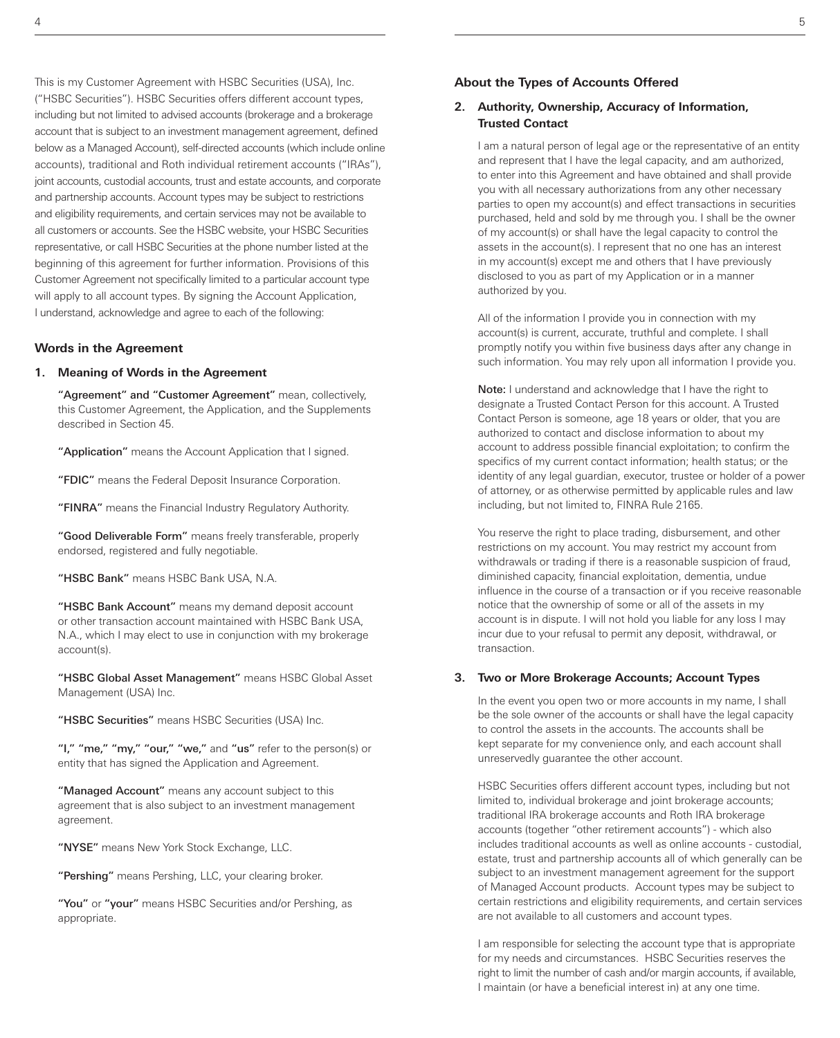This is my Customer Agreement with HSBC Securities (USA), Inc. ("HSBC Securities"). HSBC Securities offers different account types, including but not limited to advised accounts (brokerage and a brokerage account that is subject to an investment management agreement, defined below as a Managed Account), self-directed accounts (which include online accounts), traditional and Roth individual retirement accounts ("IRAs"), joint accounts, custodial accounts, trust and estate accounts, and corporate and partnership accounts. Account types may be subject to restrictions and eligibility requirements, and certain services may not be available to all customers or accounts. See the HSBC website, your HSBC Securities representative, or call HSBC Securities at the phone number listed at the beginning of this agreement for further information. Provisions of this Customer Agreement not specifically limited to a particular account type will apply to all account types. By signing the Account Application, I understand, acknowledge and agree to each of the following:

## Words in the Agreement

### 1. Meaning of Words in the Agreement

**"Agreement" and "Customer Agreement"** mean, collectively, this Customer Agreement, the Application, and the Supplements described in Section 45.

**"Application"** means the Account Application that I signed.

**"FDIC"** means the Federal Deposit Insurance Corporation.

**"FINRA"** means the Financial Industry Regulatory Authority.

**"Good Deliverable Form"** means freely transferable, properly endorsed, registered and fully negotiable.

**"HSBC Bank"** means HSBC Bank USA, N.A.

**"HSBC Bank Account"** means my demand deposit account or other transaction account maintained with HSBC Bank USA, N.A., which I may elect to use in conjunction with my brokerage account(s).

**"HSBC Global Asset Management"** means HSBC Global Asset Management (USA) Inc.

**"HSBC Securities"** means HSBC Securities (USA) Inc.

**"I," "me," "my," "our," "we,"** and **"us"** refer to the person(s) or entity that has signed the Application and Agreement.

**"Managed Account"** means any account subject to this agreement that is also subject to an investment management agreement.

**"NYSE"** means New York Stock Exchange, LLC.

**"Pershing"** means Pershing, LLC, your clearing broker.

**"You"** or **"your"** means HSBC Securities and/or Pershing, as appropriate.

## About the Types of Accounts Offered

### 2. Authority, Ownership, Accuracy of Information, Trusted Contact

I am a natural person of legal age or the representative of an entity and represent that I have the legal capacity, and am authorized, to enter into this Agreement and have obtained and shall provide you with all necessary authorizations from any other necessary parties to open my account(s) and effect transactions in securities purchased, held and sold by me through you. I shall be the owner of my account(s) or shall have the legal capacity to control the assets in the account(s). I represent that no one has an interest in my account(s) except me and others that I have previously disclosed to you as part of my Application or in a manner authorized by you.

All of the information I provide you in connection with my account(s) is current, accurate, truthful and complete. I shall promptly notify you within five business days after any change in such information. You may rely upon all information I provide you.

**Note:** I understand and acknowledge that I have the right to designate a Trusted Contact Person for this account. A Trusted Contact Person is someone, age 18 years or older, that you are authorized to contact and disclose information to about my account to address possible financial exploitation; to confirm the specifics of my current contact information; health status; or the identity of any legal guardian, executor, trustee or holder of a power of attorney, or as otherwise permitted by applicable rules and law including, but not limited to, FINRA Rule 2165.

You reserve the right to place trading, disbursement, and other restrictions on my account. You may restrict my account from withdrawals or trading if there is a reasonable suspicion of fraud, diminished capacity, financial exploitation, dementia, undue influence in the course of a transaction or if you receive reasonable notice that the ownership of some or all of the assets in my account is in dispute. I will not hold you liable for any loss I may incur due to your refusal to permit any deposit, withdrawal, or transaction.

### 3. Two or More Brokerage Accounts; Account Types

In the event you open two or more accounts in my name, I shall be the sole owner of the accounts or shall have the legal capacity to control the assets in the accounts. The accounts shall be kept separate for my convenience only, and each account shall unreservedly guarantee the other account.

HSBC Securities offers different account types, including but not limited to, individual brokerage and joint brokerage accounts; traditional IRA brokerage accounts and Roth IRA brokerage accounts (together "other retirement accounts") - which also includes traditional accounts as well as online accounts - custodial, estate, trust and partnership accounts all of which generally can be subject to an investment management agreement for the support of Managed Account products. Account types may be subject to certain restrictions and eligibility requirements, and certain services are not available to all customers and account types.

I am responsible for selecting the account type that is appropriate for my needs and circumstances. HSBC Securities reserves the right to limit the number of cash and/or margin accounts, if available, I maintain (or have a beneficial interest in) at any one time.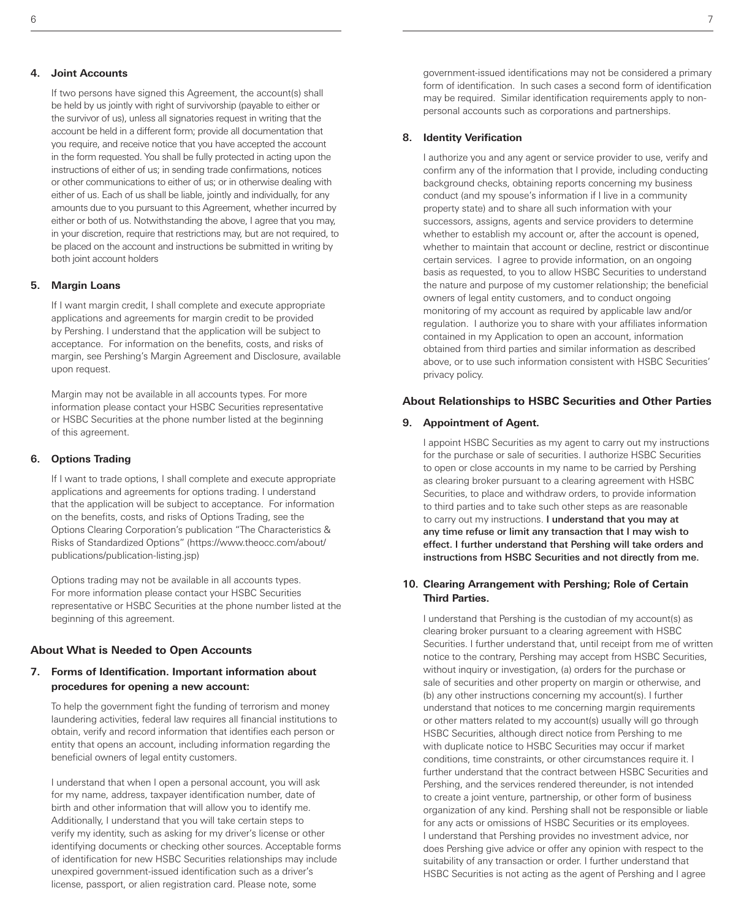### 4. Joint Accounts

If two persons have signed this Agreement, the account(s) shall be held by us jointly with right of survivorship (payable to either or the survivor of us), unless all signatories request in writing that the account be held in a different form; provide all documentation that you require, and receive notice that you have accepted the account in the form requested. You shall be fully protected in acting upon the instructions of either of us; in sending trade confirmations, notices or other communications to either of us; or in otherwise dealing with either of us. Each of us shall be liable, jointly and individually, for any amounts due to you pursuant to this Agreement, whether incurred by either or both of us. Notwithstanding the above, I agree that you may, in your discretion, require that restrictions may, but are not required, to be placed on the account and instructions be submitted in writing by both joint account holders

### 5. Margin Loans

If I want margin credit, I shall complete and execute appropriate applications and agreements for margin credit to be provided by Pershing. I understand that the application will be subject to acceptance. For information on the benefits, costs, and risks of margin, see Pershing's Margin Agreement and Disclosure, available upon request.

Margin may not be available in all accounts types. For more information please contact your HSBC Securities representative or HSBC Securities at the phone number listed at the beginning of this agreement.

### 6. Options Trading

If I want to trade options, I shall complete and execute appropriate applications and agreements for options trading. I understand that the application will be subject to acceptance. For information on the benefits, costs, and risks of Options Trading, see the Options Clearing Corporation's publication "The Characteristics & Risks of Standardized Options" (https://www.theocc.com/about/publications/publication-listing.jsp)

Options trading may not be available in all accounts types. For more information please contact your HSBC Securities representative or HSBC Securities at the phone number listed at the beginning of this agreement.

## About What is Needed to Open Accounts

### 7. Forms of Identification. Important information about procedures for opening a new account:

To help the government fight the funding of terrorism and money laundering activities, federal law requires all financial institutions to obtain, verify and record information that identifies each person or entity that opens an account, including information regarding the beneficial owners of legal entity customers.

I understand that when I open a personal account, you will ask for my name, address, taxpayer identification number, date of birth and other information that will allow you to identify me. Additionally, I understand that you will take certain steps to verify my identity, such as asking for my driver's license or other identifying documents or checking other sources. Acceptable forms of identification for new HSBC Securities relationships may include unexpired government-issued identification such as a driver's license, passport, or alien registration card. Please note, some government-issued identifications may not be considered a primary form of identification. In such cases a second form of identification may be required. Similar identification requirements apply to non-personal accounts such as corporations and partnerships.

### 8. Identity Verification

I authorize you and any agent or service provider to use, verify and confirm any of the information that I provide, including conducting background checks, obtaining reports concerning my business conduct (and my spouse's information if I live in a community property state) and to share all such information with your successors, assigns, agents and service providers to determine whether to establish my account or, after the account is opened, whether to maintain that account or decline, restrict or discontinue certain services. I agree to provide information, on an ongoing basis as requested, to you to allow HSBC Securities to understand the nature and purpose of my customer relationship; the beneficial owners of legal entity customers, and to conduct ongoing monitoring of my account as required by applicable law and/or regulation. I authorize you to share with your affiliates information contained in my Application to open an account, information obtained from third parties and similar information as described above, or to use such information consistent with HSBC Securities' privacy policy.

## About Relationships to HSBC Securities and Other Parties

### 9. Appointment of Agent.

I appoint HSBC Securities as my agent to carry out my instructions for the purchase or sale of securities. I authorize HSBC Securities to open or close accounts in my name to be carried by Pershing as clearing broker pursuant to a clearing agreement with HSBC Securities, to place and withdraw orders, to provide information to third parties and to take such other steps as are reasonable to carry out my instructions. **I understand that you may at any time refuse or limit any transaction that I may wish to effect. I further understand that Pershing will take orders and instructions from HSBC Securities and not directly from me.**

### 10. Clearing Arrangement with Pershing; Role of Certain Third Parties.

I understand that Pershing is the custodian of my account(s) as clearing broker pursuant to a clearing agreement with HSBC Securities. I further understand that, until receipt from me of written notice to the contrary, Pershing may accept from HSBC Securities, without inquiry or investigation, (a) orders for the purchase or sale of securities and other property on margin or otherwise, and (b) any other instructions concerning my account(s). I further understand that notices to me concerning margin requirements or other matters related to my account(s) usually will go through HSBC Securities, although direct notice from Pershing to me with duplicate notice to HSBC Securities may occur if market conditions, time constraints, or other circumstances require it. I further understand that the contract between HSBC Securities and Pershing, and the services rendered thereunder, is not intended to create a joint venture, partnership, or other form of business organization of any kind. Pershing shall not be responsible or liable for any acts or omissions of HSBC Securities or its employees. I understand that Pershing provides no investment advice, nor does Pershing give advice or offer any opinion with respect to the suitability of any transaction or order. I further understand that HSBC Securities is not acting as the agent of Pershing and I agree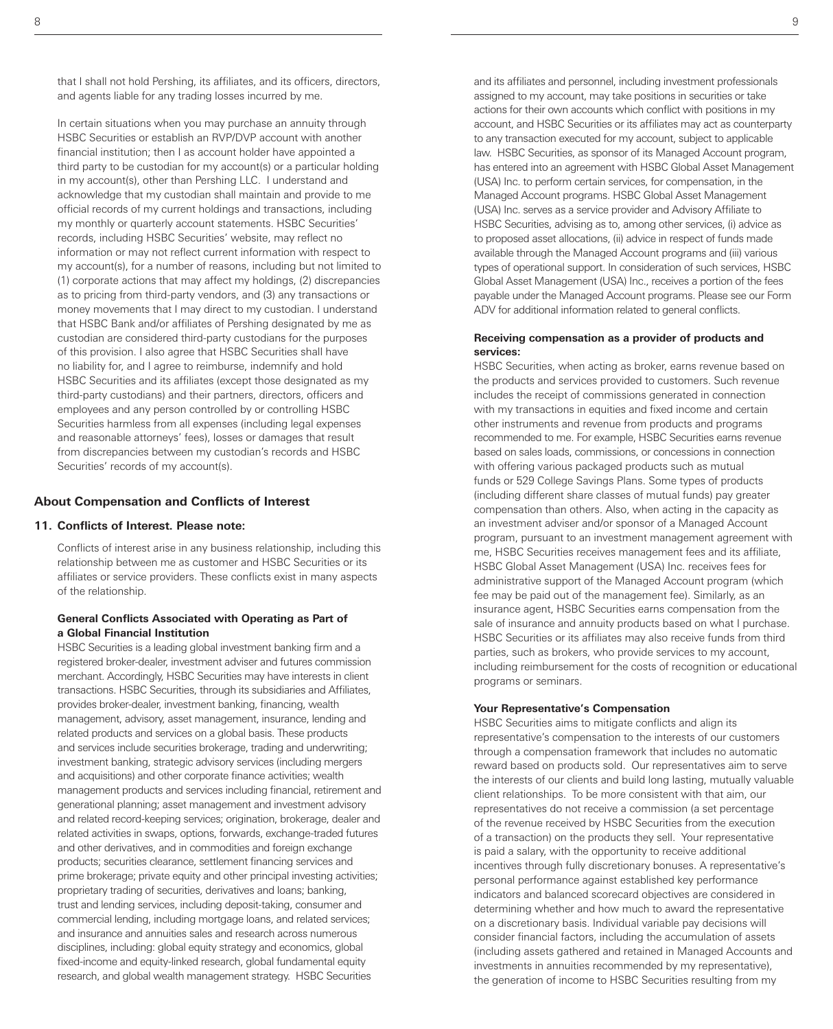that I shall not hold Pershing, its affiliates, and its officers, directors, and agents liable for any trading losses incurred by me.

In certain situations when you may purchase an annuity through HSBC Securities or establish an RVP/DVP account with another financial institution; then I as account holder have appointed a third party to be custodian for my account(s) or a particular holding in my account(s), other than Pershing LLC. I understand and acknowledge that my custodian shall maintain and provide to me official records of my current holdings and transactions, including my monthly or quarterly account statements. HSBC Securities' records, including HSBC Securities' website, may reflect no information or may not reflect current information with respect to my account(s), for a number of reasons, including but not limited to (1) corporate actions that may affect my holdings, (2) discrepancies as to pricing from third-party vendors, and (3) any transactions or money movements that I may direct to my custodian. I understand that HSBC Bank and/or affiliates of Pershing designated by me as custodian are considered third-party custodians for the purposes of this provision. I also agree that HSBC Securities shall have no liability for, and I agree to reimburse, indemnify and hold HSBC Securities and its affiliates (except those designated as my third-party custodians) and their partners, directors, officers and employees and any person controlled by or controlling HSBC Securities harmless from all expenses (including legal expenses and reasonable attorneys' fees), losses or damages that result from discrepancies between my custodian's records and HSBC Securities' records of my account(s).

## About Compensation and Conflicts of Interest

### 11. Conflicts of Interest. Please note:

Conflicts of interest arise in any business relationship, including this relationship between me as customer and HSBC Securities or its affiliates or service providers. These conflicts exist in many aspects of the relationship.

**General Conflicts Associated with Operating as Part of a Global Financial Institution**

HSBC Securities is a leading global investment banking firm and a registered broker-dealer, investment adviser and futures commission merchant. Accordingly, HSBC Securities may have interests in client transactions. HSBC Securities, through its subsidiaries and Affiliates, provides broker-dealer, investment banking, financing, wealth management, advisory, asset management, insurance, lending and related products and services on a global basis. These products and services include securities brokerage, trading and underwriting; investment banking, strategic advisory services (including mergers and acquisitions) and other corporate finance activities; wealth management products and services including financial, retirement and generational planning; asset management and investment advisory and related record-keeping services; origination, brokerage, dealer and related activities in swaps, options, forwards, exchange-traded futures and other derivatives, and in commodities and foreign exchange products; securities clearance, settlement financing services and prime brokerage; private equity and other principal investing activities; proprietary trading of securities, derivatives and loans; banking, trust and lending services, including deposit-taking, consumer and commercial lending, including mortgage loans, and related services; and insurance and annuities sales and research across numerous disciplines, including: global equity strategy and economics, global fixed-income and equity-linked research, global fundamental equity research, and global wealth management strategy. HSBC Securities and its affiliates and personnel, including investment professionals assigned to my account, may take positions in securities or take actions for their own accounts which conflict with positions in my account, and HSBC Securities or its affiliates may act as counterparty to any transaction executed for my account, subject to applicable law. HSBC Securities, as sponsor of its Managed Account program, has entered into an agreement with HSBC Global Asset Management (USA) Inc. to perform certain services, for compensation, in the Managed Account programs. HSBC Global Asset Management (USA) Inc. serves as a service provider and Advisory Affiliate to HSBC Securities, advising as to, among other services, (i) advice as to proposed asset allocations, (ii) advice in respect of funds made available through the Managed Account programs and (iii) various types of operational support. In consideration of such services, HSBC Global Asset Management (USA) Inc., receives a portion of the fees payable under the Managed Account programs. Please see our Form ADV for additional information related to general conflicts.

**Receiving compensation as a provider of products and services:**

HSBC Securities, when acting as broker, earns revenue based on the products and services provided to customers. Such revenue includes the receipt of commissions generated in connection with my transactions in equities and fixed income and certain other instruments and revenue from products and programs recommended to me. For example, HSBC Securities earns revenue based on sales loads, commissions, or concessions in connection with offering various packaged products such as mutual funds or 529 College Savings Plans. Some types of products (including different share classes of mutual funds) pay greater compensation than others. Also, when acting in the capacity as an investment adviser and/or sponsor of a Managed Account program, pursuant to an investment management agreement with me, HSBC Securities receives management fees and its affiliate, HSBC Global Asset Management (USA) Inc. receives fees for administrative support of the Managed Account program (which fee may be paid out of the management fee). Similarly, as an insurance agent, HSBC Securities earns compensation from the sale of insurance and annuity products based on what I purchase. HSBC Securities or its affiliates may also receive funds from third parties, such as brokers, who provide services to my account, including reimbursement for the costs of recognition or educational programs or seminars.

**Your Representative's Compensation**

HSBC Securities aims to mitigate conflicts and align its representative's compensation to the interests of our customers through a compensation framework that includes no automatic reward based on products sold. Our representatives aim to serve the interests of our clients and build long lasting, mutually valuable client relationships. To be more consistent with that aim, our representatives do not receive a commission (a set percentage of the revenue received by HSBC Securities from the execution of a transaction) on the products they sell. Your representative is paid a salary, with the opportunity to receive additional incentives through fully discretionary bonuses. A representative's personal performance against established key performance indicators and balanced scorecard objectives are considered in determining whether and how much to award the representative on a discretionary basis. Individual variable pay decisions will consider financial factors, including the accumulation of assets (including assets gathered and retained in Managed Accounts and investments in annuities recommended by my representative), the generation of income to HSBC Securities resulting from my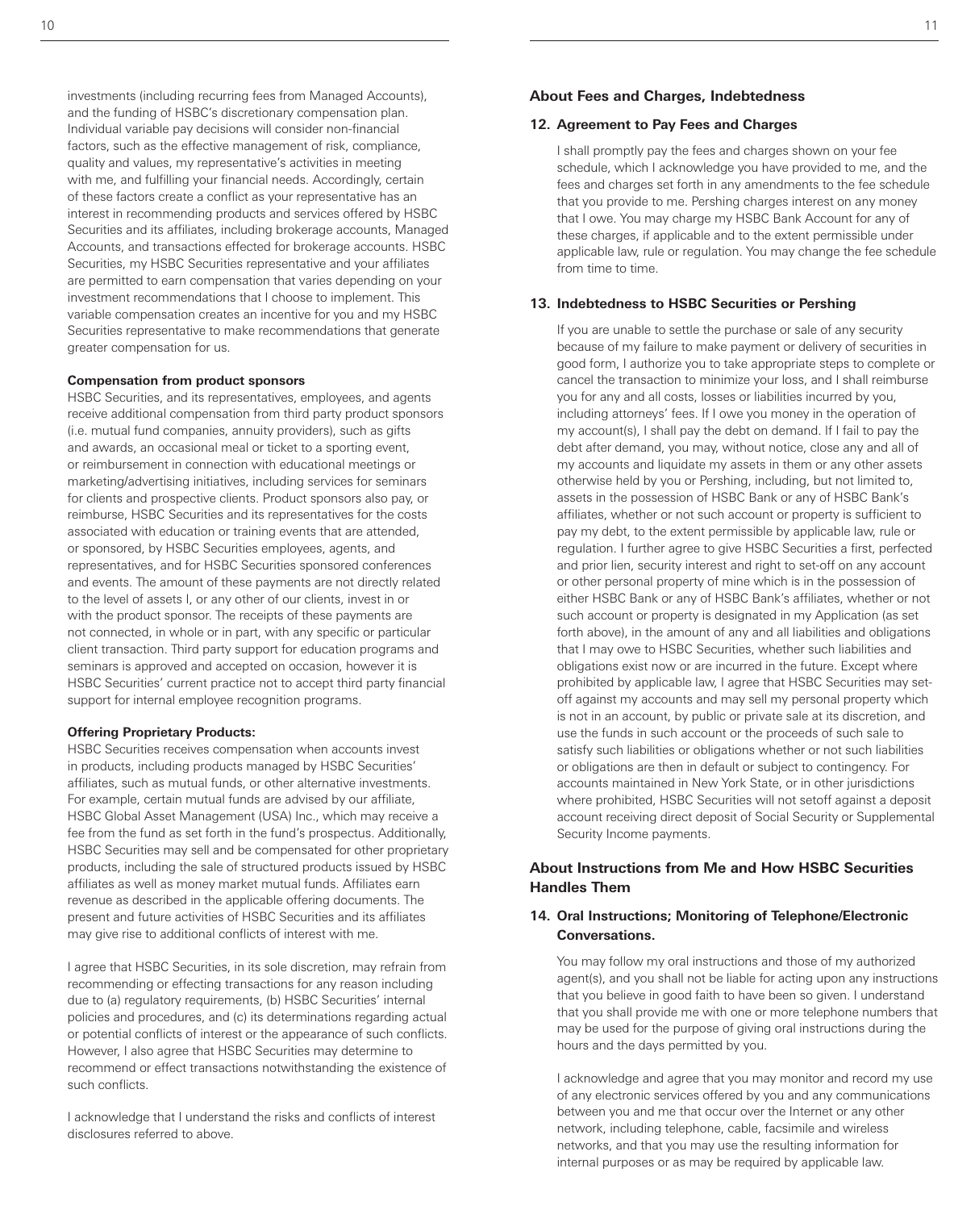investments (including recurring fees from Managed Accounts), and the funding of HSBC's discretionary compensation plan. Individual variable pay decisions will consider non-financial factors, such as the effective management of risk, compliance, quality and values, my representative's activities in meeting with me, and fulfilling your financial needs. Accordingly, certain of these factors create a conflict as your representative has an interest in recommending products and services offered by HSBC Securities and its affiliates, including brokerage accounts, Managed Accounts, and transactions effected for brokerage accounts. HSBC Securities, my HSBC Securities representative and your affiliates are permitted to earn compensation that varies depending on your investment recommendations that I choose to implement. This variable compensation creates an incentive for you and my HSBC Securities representative to make recommendations that generate greater compensation for us.

**Compensation from product sponsors**

HSBC Securities, and its representatives, employees, and agents receive additional compensation from third party product sponsors (i.e. mutual fund companies, annuity providers), such as gifts and awards, an occasional meal or ticket to a sporting event, or reimbursement in connection with educational meetings or marketing/advertising initiatives, including services for seminars for clients and prospective clients. Product sponsors also pay, or reimburse, HSBC Securities and its representatives for the costs associated with education or training events that are attended, or sponsored, by HSBC Securities employees, agents, and representatives, and for HSBC Securities sponsored conferences and events. The amount of these payments are not directly related to the level of assets I, or any other of our clients, invest in or with the product sponsor. The receipts of these payments are not connected, in whole or in part, with any specific or particular client transaction. Third party support for education programs and seminars is approved and accepted on occasion, however it is HSBC Securities' current practice not to accept third party financial support for internal employee recognition programs.

**Offering Proprietary Products:**

HSBC Securities receives compensation when accounts invest in products, including products managed by HSBC Securities' affiliates, such as mutual funds, or other alternative investments. For example, certain mutual funds are advised by our affiliate, HSBC Global Asset Management (USA) Inc., which may receive a fee from the fund as set forth in the fund's prospectus. Additionally, HSBC Securities may sell and be compensated for other proprietary products, including the sale of structured products issued by HSBC affiliates as well as money market mutual funds. Affiliates earn revenue as described in the applicable offering documents. The present and future activities of HSBC Securities and its affiliates may give rise to additional conflicts of interest with me.

I agree that HSBC Securities, in its sole discretion, may refrain from recommending or effecting transactions for any reason including due to (a) regulatory requirements, (b) HSBC Securities' internal policies and procedures, and (c) its determinations regarding actual or potential conflicts of interest or the appearance of such conflicts. However, I also agree that HSBC Securities may determine to recommend or effect transactions notwithstanding the existence of such conflicts.

I acknowledge that I understand the risks and conflicts of interest disclosures referred to above.

## About Fees and Charges, Indebtedness

### 12. Agreement to Pay Fees and Charges

I shall promptly pay the fees and charges shown on your fee schedule, which I acknowledge you have provided to me, and the fees and charges set forth in any amendments to the fee schedule that you provide to me. Pershing charges interest on any money that I owe. You may charge my HSBC Bank Account for any of these charges, if applicable and to the extent permissible under applicable law, rule or regulation. You may change the fee schedule from time to time.

### 13. Indebtedness to HSBC Securities or Pershing

If you are unable to settle the purchase or sale of any security because of my failure to make payment or delivery of securities in good form, I authorize you to take appropriate steps to complete or cancel the transaction to minimize your loss, and I shall reimburse you for any and all costs, losses or liabilities incurred by you, including attorneys' fees. If I owe you money in the operation of my account(s), I shall pay the debt on demand. If I fail to pay the debt after demand, you may, without notice, close any and all of my accounts and liquidate my assets in them or any other assets otherwise held by you or Pershing, including, but not limited to, assets in the possession of HSBC Bank or any of HSBC Bank's affiliates, whether or not such account or property is sufficient to pay my debt, to the extent permissible by applicable law, rule or regulation. I further agree to give HSBC Securities a first, perfected and prior lien, security interest and right to set-off on any account or other personal property of mine which is in the possession of either HSBC Bank or any of HSBC Bank's affiliates, whether or not such account or property is designated in my Application (as set forth above), in the amount of any and all liabilities and obligations that I may owe to HSBC Securities, whether such liabilities and obligations exist now or are incurred in the future. Except where prohibited by applicable law, I agree that HSBC Securities may set-off against my accounts and may sell my personal property which is not in an account, by public or private sale at its discretion, and use the funds in such account or the proceeds of such sale to satisfy such liabilities or obligations whether or not such liabilities or obligations are then in default or subject to contingency. For accounts maintained in New York State, or in other jurisdictions where prohibited, HSBC Securities will not setoff against a deposit account receiving direct deposit of Social Security or Supplemental Security Income payments.

## About Instructions from Me and How HSBC Securities Handles Them

### 14. Oral Instructions; Monitoring of Telephone/Electronic Conversations.

You may follow my oral instructions and those of my authorized agent(s), and you shall not be liable for acting upon any instructions that you believe in good faith to have been so given. I understand that you shall provide me with one or more telephone numbers that may be used for the purpose of giving oral instructions during the hours and the days permitted by you.

I acknowledge and agree that you may monitor and record my use of any electronic services offered by you and any communications between you and me that occur over the Internet or any other network, including telephone, cable, facsimile and wireless networks, and that you may use the resulting information for internal purposes or as may be required by applicable law.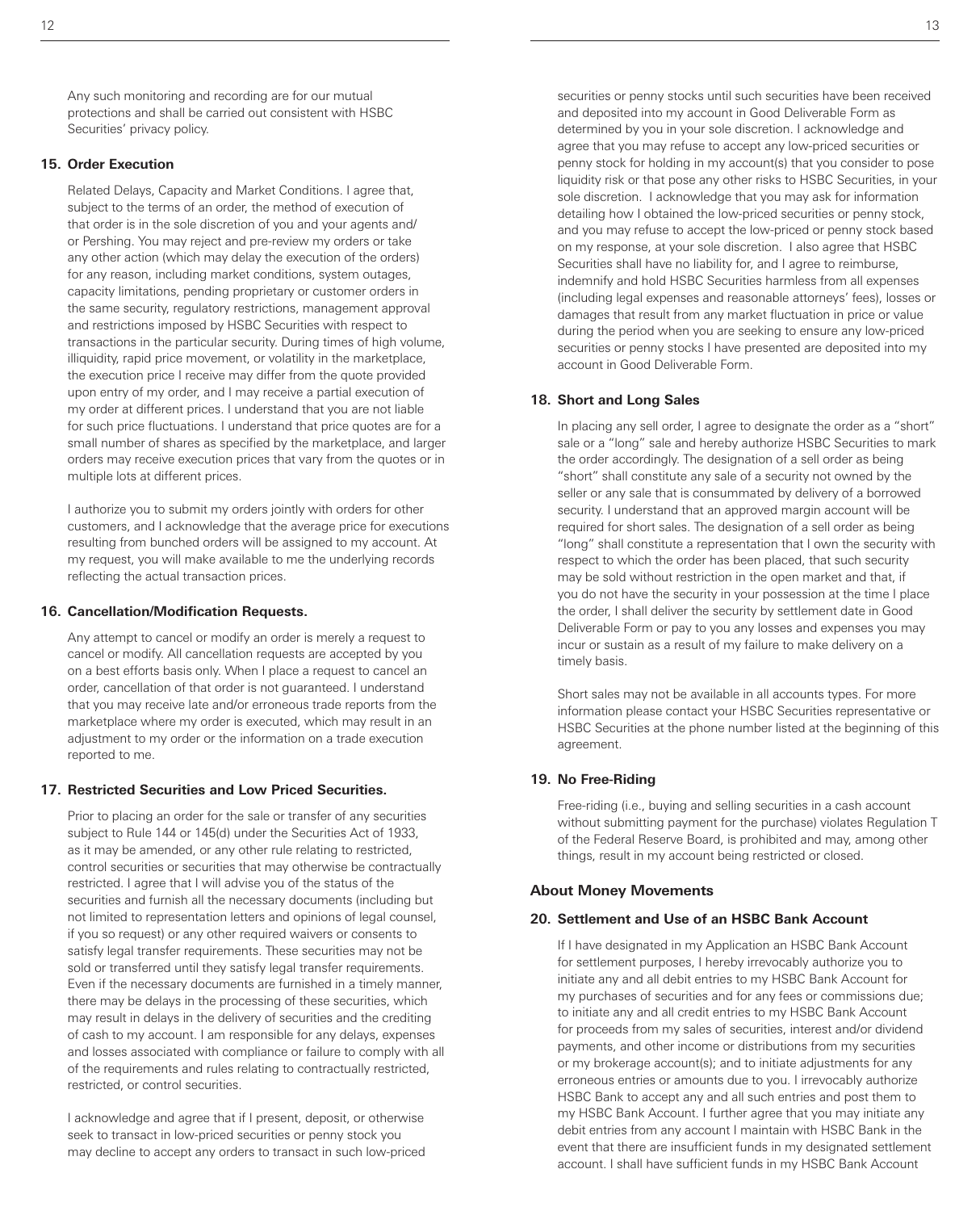Any such monitoring and recording are for our mutual protections and shall be carried out consistent with HSBC Securities' privacy policy.

### 15. Order Execution

Related Delays, Capacity and Market Conditions. I agree that, subject to the terms of an order, the method of execution of that order is in the sole discretion of you and your agents and/or Pershing. You may reject and pre-review my orders or take any other action (which may delay the execution of the orders) for any reason, including market conditions, system outages, capacity limitations, pending proprietary or customer orders in the same security, regulatory restrictions, management approval and restrictions imposed by HSBC Securities with respect to transactions in the particular security. During times of high volume, illiquidity, rapid price movement, or volatility in the marketplace, the execution price I receive may differ from the quote provided upon entry of my order, and I may receive a partial execution of my order at different prices. I understand that you are not liable for such price fluctuations. I understand that price quotes are for a small number of shares as specified by the marketplace, and larger orders may receive execution prices that vary from the quotes or in multiple lots at different prices.

I authorize you to submit my orders jointly with orders for other customers, and I acknowledge that the average price for executions resulting from bunched orders will be assigned to my account. At my request, you will make available to me the underlying records reflecting the actual transaction prices.

### 16. Cancellation/Modification Requests.

Any attempt to cancel or modify an order is merely a request to cancel or modify. All cancellation requests are accepted by you on a best efforts basis only. When I place a request to cancel an order, cancellation of that order is not guaranteed. I understand that you may receive late and/or erroneous trade reports from the marketplace where my order is executed, which may result in an adjustment to my order or the information on a trade execution reported to me.

### 17. Restricted Securities and Low Priced Securities.

Prior to placing an order for the sale or transfer of any securities subject to Rule 144 or 145(d) under the Securities Act of 1933, as it may be amended, or any other rule relating to restricted, control securities or securities that may otherwise be contractually restricted. I agree that I will advise you of the status of the securities and furnish all the necessary documents (including but not limited to representation letters and opinions of legal counsel, if you so request) or any other required waivers or consents to satisfy legal transfer requirements. These securities may not be sold or transferred until they satisfy legal transfer requirements. Even if the necessary documents are furnished in a timely manner, there may be delays in the processing of these securities, which may result in delays in the delivery of securities and the crediting of cash to my account. I am responsible for any delays, expenses and losses associated with compliance or failure to comply with all of the requirements and rules relating to contractually restricted, restricted, or control securities.

I acknowledge and agree that if I present, deposit, or otherwise seek to transact in low-priced securities or penny stock you may decline to accept any orders to transact in such low-priced securities or penny stocks until such securities have been received and deposited into my account in Good Deliverable Form as determined by you in your sole discretion. I acknowledge and agree that you may refuse to accept any low-priced securities or penny stock for holding in my account(s) that you consider to pose liquidity risk or that pose any other risks to HSBC Securities, in your sole discretion. I acknowledge that you may ask for information detailing how I obtained the low-priced securities or penny stock, and you may refuse to accept the low-priced or penny stock based on my response, at your sole discretion. I also agree that HSBC Securities shall have no liability for, and I agree to reimburse, indemnify and hold HSBC Securities harmless from all expenses (including legal expenses and reasonable attorneys' fees), losses or damages that result from any market fluctuation in price or value during the period when you are seeking to ensure any low-priced securities or penny stocks I have presented are deposited into my account in Good Deliverable Form.

### 18. Short and Long Sales

In placing any sell order, I agree to designate the order as a "short" sale or a "long" sale and hereby authorize HSBC Securities to mark the order accordingly. The designation of a sell order as being "short" shall constitute any sale of a security not owned by the seller or any sale that is consummated by delivery of a borrowed security. I understand that an approved margin account will be required for short sales. The designation of a sell order as being "long" shall constitute a representation that I own the security with respect to which the order has been placed, that such security may be sold without restriction in the open market and that, if you do not have the security in your possession at the time I place the order, I shall deliver the security by settlement date in Good Deliverable Form or pay to you any losses and expenses you may incur or sustain as a result of my failure to make delivery on a timely basis.

Short sales may not be available in all accounts types. For more information please contact your HSBC Securities representative or HSBC Securities at the phone number listed at the beginning of this agreement.

### 19. No Free-Riding

Free-riding (i.e., buying and selling securities in a cash account without submitting payment for the purchase) violates Regulation T of the Federal Reserve Board, is prohibited and may, among other things, result in my account being restricted or closed.

## About Money Movements

### 20. Settlement and Use of an HSBC Bank Account

If I have designated in my Application an HSBC Bank Account for settlement purposes, I hereby irrevocably authorize you to initiate any and all debit entries to my HSBC Bank Account for my purchases of securities and for any fees or commissions due; to initiate any and all credit entries to my HSBC Bank Account for proceeds from my sales of securities, interest and/or dividend payments, and other income or distributions from my securities or my brokerage account(s); and to initiate adjustments for any erroneous entries or amounts due to you. I irrevocably authorize HSBC Bank to accept any and all such entries and post them to my HSBC Bank Account. I further agree that you may initiate any debit entries from any account I maintain with HSBC Bank in the event that there are insufficient funds in my designated settlement account. I shall have sufficient funds in my HSBC Bank Account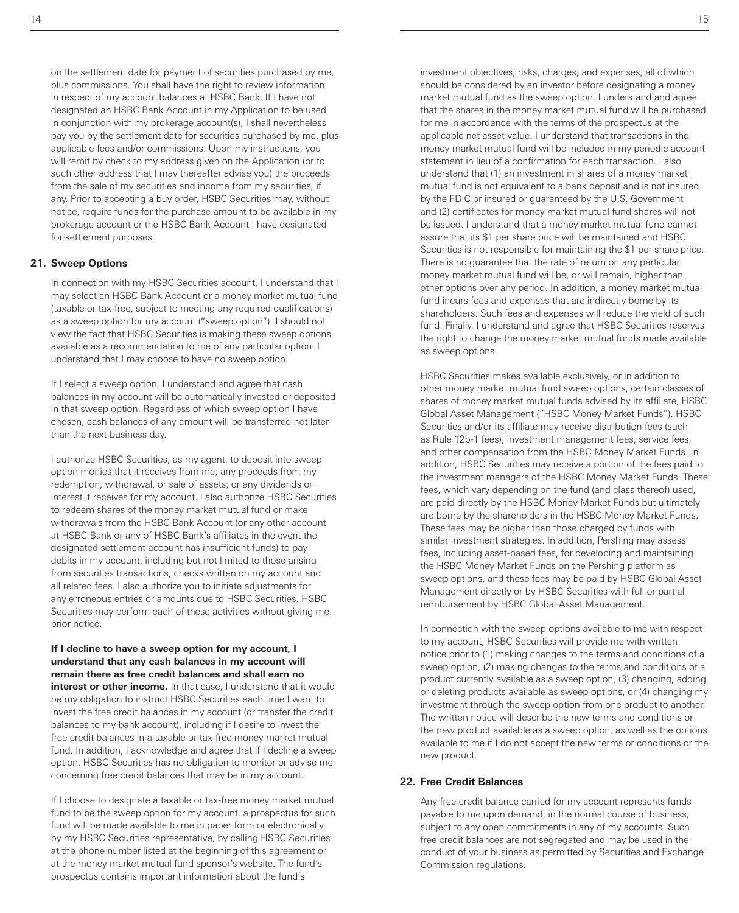on the settlement date for payment of securities purchased by me, plus commissions. You shall have the right to review information in respect of my account balances at HSBC Bank. If I have not designated an HSBC Bank Account in my Application to be used in conjunction with my brokerage account(s), I shall nevertheless pay you by the settlement date for securities purchased by me, plus applicable fees and/or commissions. Upon my instructions, you will remit by check to my address given on the Application (or to such other address that I may thereafter advise you) the proceeds from the sale of my securities and income from my securities, if any. Prior to accepting a buy order, HSBC Securities may, without notice, require funds for the purchase amount to be available in my brokerage account or the HSBC Bank Account I have designated for settlement purposes.

## 21. Sweep Options

In connection with my HSBC Securities account, I understand that I may select an HSBC Bank Account or a money market mutual fund (taxable or tax-free, subject to meeting any required qualifications) as a sweep option for my account ("sweep option"). I should not view the fact that HSBC Securities is making these sweep options available as a recommendation to me of any particular option. I understand that I may choose to have no sweep option.

If I select a sweep option, I understand and agree that cash balances in my account will be automatically invested or deposited in that sweep option. Regardless of which sweep option I have chosen, cash balances of any amount will be transferred not later than the next business day.

I authorize HSBC Securities, as my agent, to deposit into sweep option monies that it receives from me; any proceeds from my redemption, withdrawal, or sale of assets; or any dividends or interest it receives for my account. I also authorize HSBC Securities to redeem shares of the money market mutual fund or make withdrawals from the HSBC Bank Account (or any other account at HSBC Bank or any of HSBC Bank's affiliates in the event the designated settlement account has insufficient funds) to pay debits in my account, including but not limited to those arising from securities transactions, checks written on my account and all related fees. I also authorize you to initiate adjustments for any erroneous entries or amounts due to HSBC Securities. HSBC Securities may perform each of these activities without giving me prior notice.

**If I decline to have a sweep option for my account, I understand that any cash balances in my account will remain there as free credit balances and shall earn no interest or other income.** In that case, I understand that it would be my obligation to instruct HSBC Securities each time I want to invest the free credit balances in my account (or transfer the credit balances to my bank account), including if I desire to invest the free credit balances in a taxable or tax-free money market mutual fund. In addition, I acknowledge and agree that if I decline a sweep option, HSBC Securities has no obligation to monitor or advise me concerning free credit balances that may be in my account.

If I choose to designate a taxable or tax-free money market mutual fund to be the sweep option for my account, a prospectus for such fund will be made available to me in paper form or electronically by my HSBC Securities representative, by calling HSBC Securities at the phone number listed at the beginning of this agreement or at the money market mutual fund sponsor's website. The fund's prospectus contains important information about the fund's investment objectives, risks, charges, and expenses, all of which should be considered by an investor before designating a money market mutual fund as the sweep option. I understand and agree that the shares in the money market mutual fund will be purchased for me in accordance with the terms of the prospectus at the applicable net asset value. I understand that transactions in the money market mutual fund will be included in my periodic account statement in lieu of a confirmation for each transaction. I also understand that (1) an investment in shares of a money market mutual fund is not equivalent to a bank deposit and is not insured by the FDIC or insured or guaranteed by the U.S. Government and (2) certificates for money market mutual fund shares will not be issued. I understand that a money market mutual fund cannot assure that its $1 per share price will be maintained and HSBC Securities is not responsible for maintaining the $1 per share price. There is no guarantee that the rate of return on any particular money market mutual fund will be, or will remain, higher than other options over any period. In addition, a money market mutual fund incurs fees and expenses that are indirectly borne by its shareholders. Such fees and expenses will reduce the yield of such fund. Finally, I understand and agree that HSBC Securities reserves the right to change the money market mutual funds made available as sweep options.

HSBC Securities makes available exclusively, or in addition to other money market mutual fund sweep options, certain classes of shares of money market mutual funds advised by its affiliate, HSBC Global Asset Management ("HSBC Money Market Funds"). HSBC Securities and/or its affiliate may receive distribution fees (such as Rule 12b-1 fees), investment management fees, service fees, and other compensation from the HSBC Money Market Funds. In addition, HSBC Securities may receive a portion of the fees paid to the investment managers of the HSBC Money Market Funds. These fees, which vary depending on the fund (and class thereof) used, are paid directly by the HSBC Money Market Funds but ultimately are borne by the shareholders in the HSBC Money Market Funds. These fees may be higher than those charged by funds with similar investment strategies. In addition, Pershing may assess fees, including asset-based fees, for developing and maintaining the HSBC Money Market Funds on the Pershing platform as sweep options, and these fees may be paid by HSBC Global Asset Management directly or by HSBC Securities with full or partial reimbursement by HSBC Global Asset Management.

In connection with the sweep options available to me with respect to my account, HSBC Securities will provide me with written notice prior to (1) making changes to the terms and conditions of a sweep option, (2) making changes to the terms and conditions of a product currently available as a sweep option, (3) changing, adding or deleting products available as sweep options, or (4) changing my investment through the sweep option from one product to another. The written notice will describe the new terms and conditions or the new product available as a sweep option, as well as the options available to me if I do not accept the new terms or conditions or the new product.

## 22. Free Credit Balances

Any free credit balance carried for my account represents funds payable to me upon demand, in the normal course of business, subject to any open commitments in any of my accounts. Such free credit balances are not segregated and may be used in the conduct of your business as permitted by Securities and Exchange Commission regulations.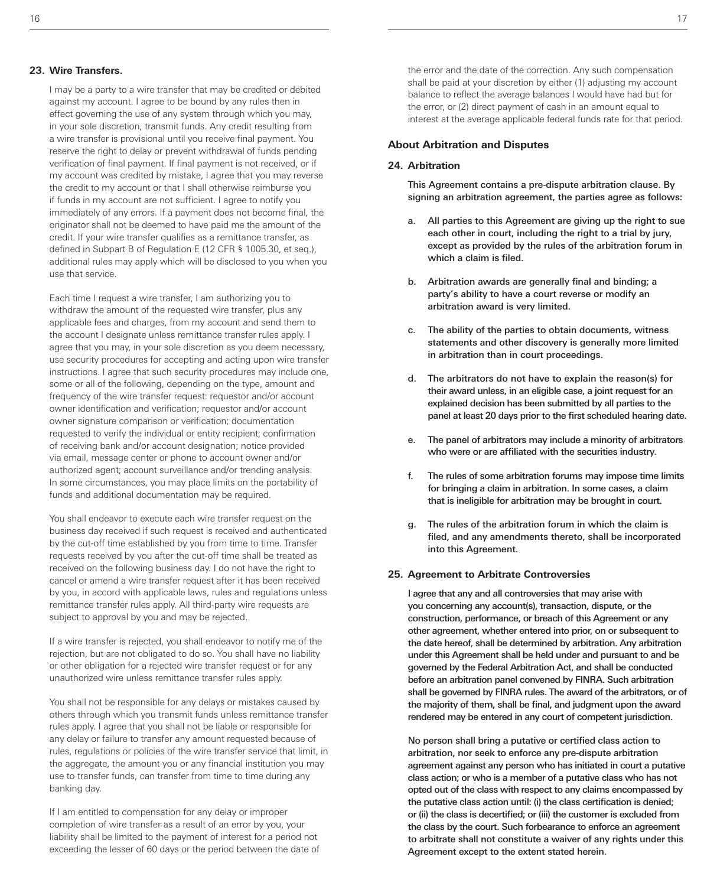### 23. Wire Transfers.

I may be a party to a wire transfer that may be credited or debited against my account. I agree to be bound by any rules then in effect governing the use of any system through which you may, in your sole discretion, transmit funds. Any credit resulting from a wire transfer is provisional until you receive final payment. You reserve the right to delay or prevent withdrawal of funds pending verification of final payment. If final payment is not received, or if my account was credited by mistake, I agree that you may reverse the credit to my account or that I shall otherwise reimburse you if funds in my account are not sufficient. I agree to notify you immediately of any errors. If a payment does not become final, the originator shall not be deemed to have paid me the amount of the credit. If your wire transfer qualifies as a remittance transfer, as defined in Subpart B of Regulation E (12 CFR § 1005.30, et seq.), additional rules may apply which will be disclosed to you when you use that service.

Each time I request a wire transfer, I am authorizing you to withdraw the amount of the requested wire transfer, plus any applicable fees and charges, from my account and send them to the account I designate unless remittance transfer rules apply. I agree that you may, in your sole discretion as you deem necessary, use security procedures for accepting and acting upon wire transfer instructions. I agree that such security procedures may include one, some or all of the following, depending on the type, amount and frequency of the wire transfer request: requestor and/or account owner identification and verification; requestor and/or account owner signature comparison or verification; documentation requested to verify the individual or entity recipient; confirmation of receiving bank and/or account designation; notice provided via email, message center or phone to account owner and/or authorized agent; account surveillance and/or trending analysis. In some circumstances, you may place limits on the portability of funds and additional documentation may be required.

You shall endeavor to execute each wire transfer request on the business day received if such request is received and authenticated by the cut-off time established by you from time to time. Transfer requests received by you after the cut-off time shall be treated as received on the following business day. I do not have the right to cancel or amend a wire transfer request after it has been received by you, in accord with applicable laws, rules and regulations unless remittance transfer rules apply. All third-party wire requests are subject to approval by you and may be rejected.

If a wire transfer is rejected, you shall endeavor to notify me of the rejection, but are not obligated to do so. You shall have no liability or other obligation for a rejected wire transfer request or for any unauthorized wire unless remittance transfer rules apply.

You shall not be responsible for any delays or mistakes caused by others through which you transmit funds unless remittance transfer rules apply. I agree that you shall not be liable or responsible for any delay or failure to transfer any amount requested because of rules, regulations or policies of the wire transfer service that limit, in the aggregate, the amount you or any financial institution you may use to transfer funds, can transfer from time to time during any banking day.

If I am entitled to compensation for any delay or improper completion of wire transfer as a result of an error by you, your liability shall be limited to the payment of interest for a period not exceeding the lesser of 60 days or the period between the date of the error and the date of the correction. Any such compensation shall be paid at your discretion by either (1) adjusting my account balance to reflect the average balances I would have had but for the error, or (2) direct payment of cash in an amount equal to interest at the average applicable federal funds rate for that period.

## About Arbitration and Disputes

### 24. Arbitration

**This Agreement contains a pre-dispute arbitration clause. By signing an arbitration agreement, the parties agree as follows:**

a. **All parties to this Agreement are giving up the right to sue each other in court, including the right to a trial by jury, except as provided by the rules of the arbitration forum in which a claim is filed.**

b. **Arbitration awards are generally final and binding; a party's ability to have a court reverse or modify an arbitration award is very limited.**

c. **The ability of the parties to obtain documents, witness statements and other discovery is generally more limited in arbitration than in court proceedings.**

d. **The arbitrators do not have to explain the reason(s) for their award unless, in an eligible case, a joint request for an explained decision has been submitted by all parties to the panel at least 20 days prior to the first scheduled hearing date.**

e. **The panel of arbitrators may include a minority of arbitrators who were or are affiliated with the securities industry.**

f. **The rules of some arbitration forums may impose time limits for bringing a claim in arbitration. In some cases, a claim that is ineligible for arbitration may be brought in court.**

g. **The rules of the arbitration forum in which the claim is filed, and any amendments thereto, shall be incorporated into this Agreement.**

### 25. Agreement to Arbitrate Controversies

**I agree that any and all controversies that may arise with you concerning any account(s), transaction, dispute, or the construction, performance, or breach of this Agreement or any other agreement, whether entered into prior, on or subsequent to the date hereof, shall be determined by arbitration. Any arbitration under this Agreement shall be held under and pursuant to and be governed by the Federal Arbitration Act, and shall be conducted before an arbitration panel convened by FINRA. Such arbitration shall be governed by FINRA rules. The award of the arbitrators, or of the majority of them, shall be final, and judgment upon the award rendered may be entered in any court of competent jurisdiction.**

**No person shall bring a putative or certified class action to arbitration, nor seek to enforce any pre-dispute arbitration agreement against any person who has initiated in court a putative class action; or who is a member of a putative class who has not opted out of the class with respect to any claims encompassed by the putative class action until: (i) the class certification is denied; or (ii) the class is decertified; or (iii) the customer is excluded from the class by the court. Such forbearance to enforce an agreement to arbitrate shall not constitute a waiver of any rights under this Agreement except to the extent stated herein.**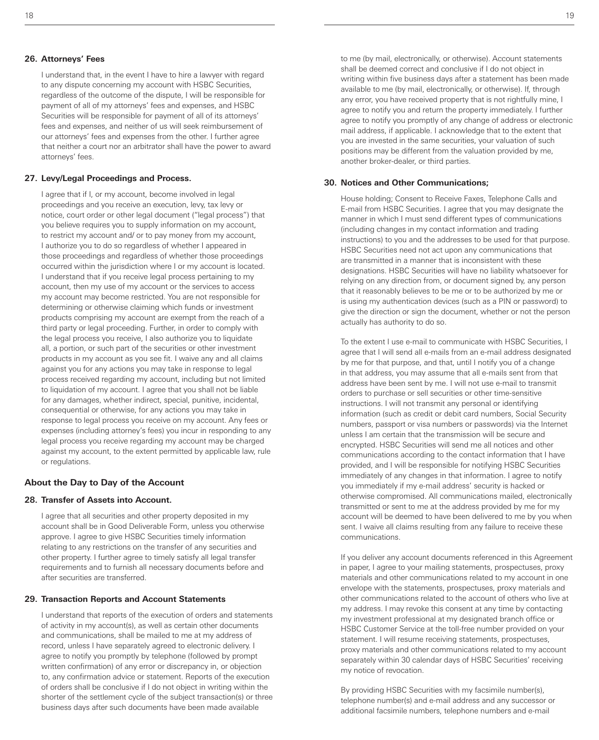### 26. Attorneys' Fees

I understand that, in the event I have to hire a lawyer with regard to any dispute concerning my account with HSBC Securities, regardless of the outcome of the dispute, I will be responsible for payment of all of my attorneys' fees and expenses, and HSBC Securities will be responsible for payment of all of its attorneys' fees and expenses, and neither of us will seek reimbursement of our attorneys' fees and expenses from the other. I further agree that neither a court nor an arbitrator shall have the power to award attorneys' fees.

### 27. Levy/Legal Proceedings and Process.

I agree that if I, or my account, become involved in legal proceedings and you receive an execution, levy, tax levy or notice, court order or other legal document ("legal process") that you believe requires you to supply information on my account, to restrict my account and/ or to pay money from my account, I authorize you to do so regardless of whether I appeared in those proceedings and regardless of whether those proceedings occurred within the jurisdiction where I or my account is located. I understand that if you receive legal process pertaining to my account, then my use of my account or the services to access my account may become restricted. You are not responsible for determining or otherwise claiming which funds or investment products comprising my account are exempt from the reach of a third party or legal proceeding. Further, in order to comply with the legal process you receive, I also authorize you to liquidate all, a portion, or such part of the securities or other investment products in my account as you see fit. I waive any and all claims against you for any actions you may take in response to legal process received regarding my account, including but not limited to liquidation of my account. I agree that you shall not be liable for any damages, whether indirect, special, punitive, incidental, consequential or otherwise, for any actions you may take in response to legal process you receive on my account. Any fees or expenses (including attorney's fees) you incur in responding to any legal process you receive regarding my account may be charged against my account, to the extent permitted by applicable law, rule or regulations.

## About the Day to Day of the Account

### 28. Transfer of Assets into Account.

I agree that all securities and other property deposited in my account shall be in Good Deliverable Form, unless you otherwise approve. I agree to give HSBC Securities timely information relating to any restrictions on the transfer of any securities and other property. I further agree to timely satisfy all legal transfer requirements and to furnish all necessary documents before and after securities are transferred.

### 29. Transaction Reports and Account Statements

I understand that reports of the execution of orders and statements of activity in my account(s), as well as certain other documents and communications, shall be mailed to me at my address of record, unless I have separately agreed to electronic delivery. I agree to notify you promptly by telephone (followed by prompt written confirmation) of any error or discrepancy in, or objection to, any confirmation advice or statement. Reports of the execution of orders shall be conclusive if I do not object in writing within the shorter of the settlement cycle of the subject transaction(s) or three business days after such documents have been made available to me (by mail, electronically, or otherwise). Account statements shall be deemed correct and conclusive if I do not object in writing within five business days after a statement has been made available to me (by mail, electronically, or otherwise). If, through any error, you have received property that is not rightfully mine, I agree to notify you and return the property immediately. I further agree to notify you promptly of any change of address or electronic mail address, if applicable. I acknowledge that to the extent that you are invested in the same securities, your valuation of such positions may be different from the valuation provided by me, another broker-dealer, or third parties.

### 30. Notices and Other Communications;

House holding; Consent to Receive Faxes, Telephone Calls and E-mail from HSBC Securities. I agree that you may designate the manner in which I must send different types of communications (including changes in my contact information and trading instructions) to you and the addresses to be used for that purpose. HSBC Securities need not act upon any communications that are transmitted in a manner that is inconsistent with these designations. HSBC Securities will have no liability whatsoever for relying on any direction from, or document signed by, any person that it reasonably believes to be me or to be authorized by me or is using my authentication devices (such as a PIN or password) to give the direction or sign the document, whether or not the person actually has authority to do so.

To the extent I use e-mail to communicate with HSBC Securities, I agree that I will send all e-mails from an e-mail address designated by me for that purpose, and that, until I notify you of a change in that address, you may assume that all e-mails sent from that address have been sent by me. I will not use e-mail to transmit orders to purchase or sell securities or other time-sensitive instructions. I will not transmit any personal or identifying information (such as credit or debit card numbers, Social Security numbers, passport or visa numbers or passwords) via the Internet unless I am certain that the transmission will be secure and encrypted. HSBC Securities will send me all notices and other communications according to the contact information that I have provided, and I will be responsible for notifying HSBC Securities immediately of any changes in that information. I agree to notify you immediately if my e-mail address' security is hacked or otherwise compromised. All communications mailed, electronically transmitted or sent to me at the address provided by me for my account will be deemed to have been delivered to me by you when sent. I waive all claims resulting from any failure to receive these communications.

If you deliver any account documents referenced in this Agreement in paper, I agree to your mailing statements, prospectuses, proxy materials and other communications related to my account in one envelope with the statements, prospectuses, proxy materials and other communications related to the account of others who live at my address. I may revoke this consent at any time by contacting my investment professional at my designated branch office or HSBC Customer Service at the toll-free number provided on your statement. I will resume receiving statements, prospectuses, proxy materials and other communications related to my account separately within 30 calendar days of HSBC Securities' receiving my notice of revocation.

By providing HSBC Securities with my facsimile number(s), telephone number(s) and e-mail address and any successor or additional facsimile numbers, telephone numbers and e-mail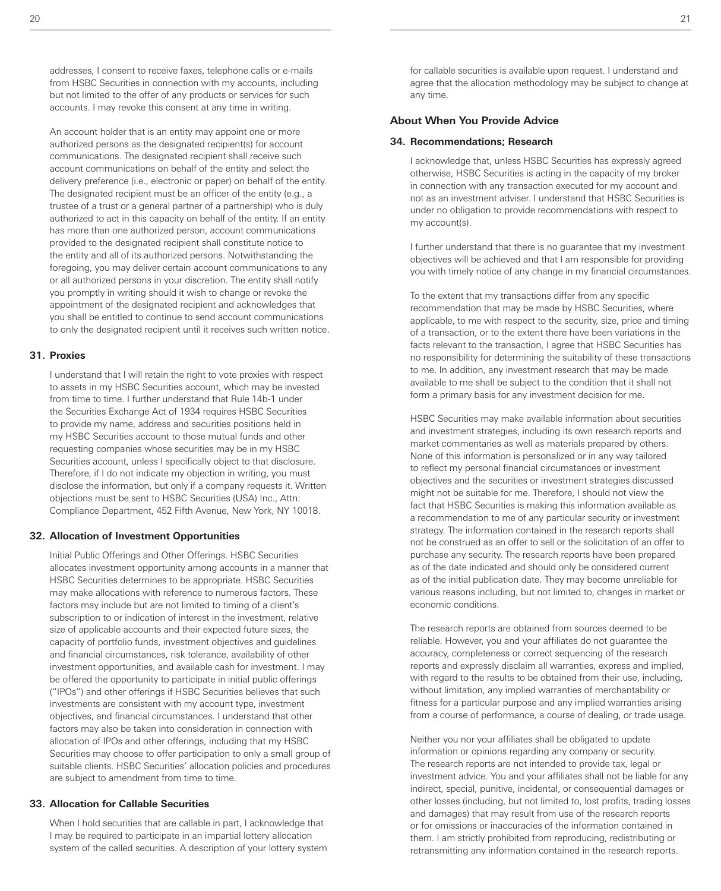addresses, I consent to receive faxes, telephone calls or e-mails from HSBC Securities in connection with my accounts, including but not limited to the offer of any products or services for such accounts. I may revoke this consent at any time in writing.

An account holder that is an entity may appoint one or more authorized persons as the designated recipient(s) for account communications. The designated recipient shall receive such account communications on behalf of the entity and select the delivery preference (i.e., electronic or paper) on behalf of the entity. The designated recipient must be an officer of the entity (e.g., a trustee of a trust or a general partner of a partnership) who is duly authorized to act in this capacity on behalf of the entity. If an entity has more than one authorized person, account communications provided to the designated recipient shall constitute notice to the entity and all of its authorized persons. Notwithstanding the foregoing, you may deliver certain account communications to any or all authorized persons in your discretion. The entity shall notify you promptly in writing should it wish to change or revoke the appointment of the designated recipient and acknowledges that you shall be entitled to continue to send account communications to only the designated recipient until it receives such written notice.

### 31. Proxies

I understand that I will retain the right to vote proxies with respect to assets in my HSBC Securities account, which may be invested from time to time. I further understand that Rule 14b-1 under the Securities Exchange Act of 1934 requires HSBC Securities to provide my name, address and securities positions held in my HSBC Securities account to those mutual funds and other requesting companies whose securities may be in my HSBC Securities account, unless I specifically object to that disclosure. Therefore, if I do not indicate my objection in writing, you must disclose the information, but only if a company requests it. Written objections must be sent to HSBC Securities (USA) Inc., Attn: Compliance Department, 452 Fifth Avenue, New York, NY 10018.

### 32. Allocation of Investment Opportunities

Initial Public Offerings and Other Offerings. HSBC Securities allocates investment opportunity among accounts in a manner that HSBC Securities determines to be appropriate. HSBC Securities may make allocations with reference to numerous factors. These factors may include but are not limited to timing of a client's subscription to or indication of interest in the investment, relative size of applicable accounts and their expected future sizes, the capacity of portfolio funds, investment objectives and guidelines and financial circumstances, risk tolerance, availability of other investment opportunities, and available cash for investment. I may be offered the opportunity to participate in initial public offerings ("IPOs") and other offerings if HSBC Securities believes that such investments are consistent with my account type, investment objectives, and financial circumstances. I understand that other factors may also be taken into consideration in connection with allocation of IPOs and other offerings, including that my HSBC Securities may choose to offer participation to only a small group of suitable clients. HSBC Securities' allocation policies and procedures are subject to amendment from time to time.

### 33. Allocation for Callable Securities

When I hold securities that are callable in part, I acknowledge that I may be required to participate in an impartial lottery allocation system of the called securities. A description of your lottery system for callable securities is available upon request. I understand and agree that the allocation methodology may be subject to change at any time.

## About When You Provide Advice

### 34. Recommendations; Research

I acknowledge that, unless HSBC Securities has expressly agreed otherwise, HSBC Securities is acting in the capacity of my broker in connection with any transaction executed for my account and not as an investment adviser. I understand that HSBC Securities is under no obligation to provide recommendations with respect to my account(s).

I further understand that there is no guarantee that my investment objectives will be achieved and that I am responsible for providing you with timely notice of any change in my financial circumstances.

To the extent that my transactions differ from any specific recommendation that may be made by HSBC Securities, where applicable, to me with respect to the security, size, price and timing of a transaction, or to the extent there have been variations in the facts relevant to the transaction, I agree that HSBC Securities has no responsibility for determining the suitability of these transactions to me. In addition, any investment research that may be made available to me shall be subject to the condition that it shall not form a primary basis for any investment decision for me.

HSBC Securities may make available information about securities and investment strategies, including its own research reports and market commentaries as well as materials prepared by others. None of this information is personalized or in any way tailored to reflect my personal financial circumstances or investment objectives and the securities or investment strategies discussed might not be suitable for me. Therefore, I should not view the fact that HSBC Securities is making this information available as a recommendation to me of any particular security or investment strategy. The information contained in the research reports shall not be construed as an offer to sell or the solicitation of an offer to purchase any security. The research reports have been prepared as of the date indicated and should only be considered current as of the initial publication date. They may become unreliable for various reasons including, but not limited to, changes in market or economic conditions.

The research reports are obtained from sources deemed to be reliable. However, you and your affiliates do not guarantee the accuracy, completeness or correct sequencing of the research reports and expressly disclaim all warranties, express and implied, with regard to the results to be obtained from their use, including, without limitation, any implied warranties of merchantability or fitness for a particular purpose and any implied warranties arising from a course of performance, a course of dealing, or trade usage.

Neither you nor your affiliates shall be obligated to update information or opinions regarding any company or security. The research reports are not intended to provide tax, legal or investment advice. You and your affiliates shall not be liable for any indirect, special, punitive, incidental, or consequential damages or other losses (including, but not limited to, lost profits, trading losses and damages) that may result from use of the research reports or for omissions or inaccuracies of the information contained in them. I am strictly prohibited from reproducing, redistributing or retransmitting any information contained in the research reports.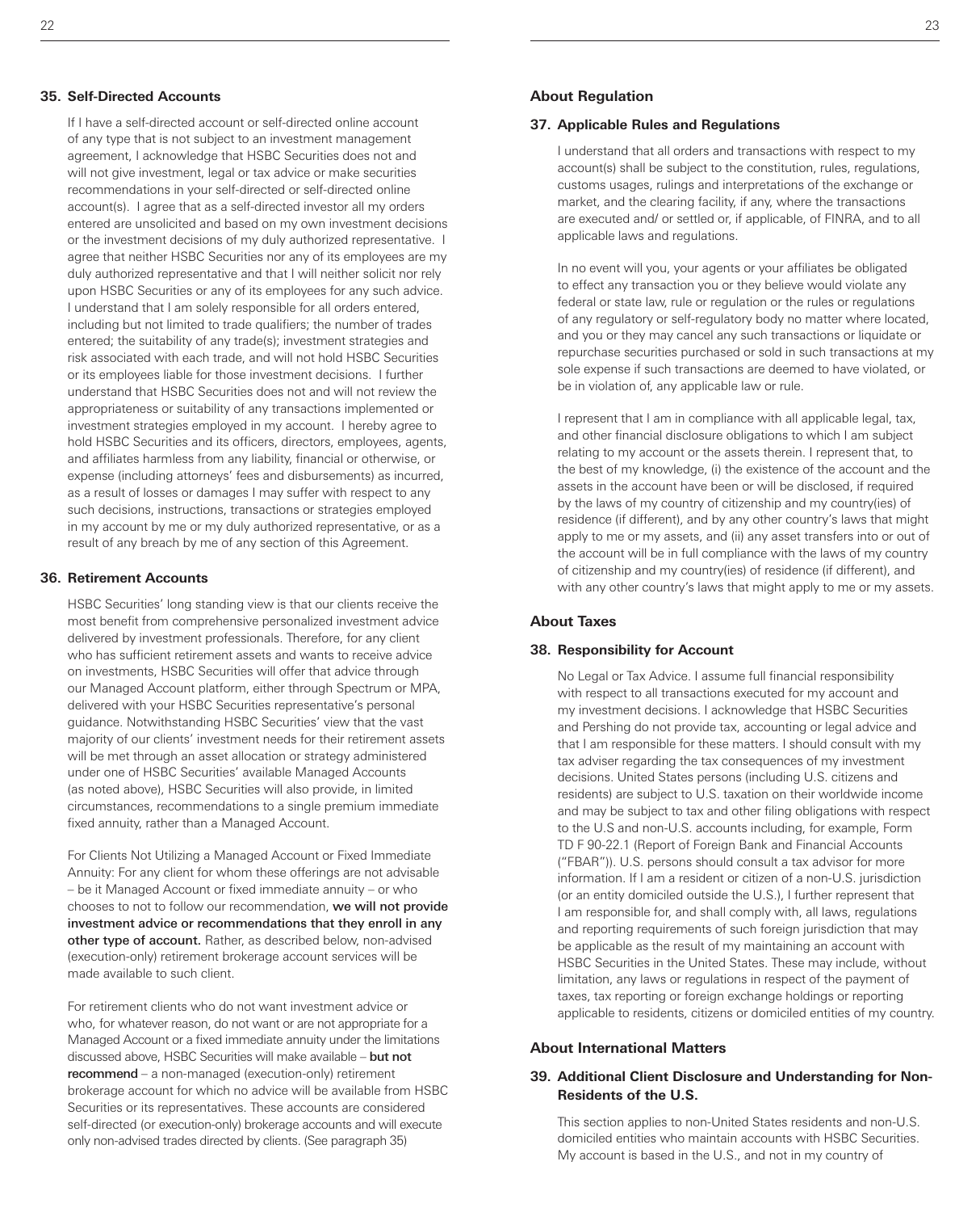### 35. Self-Directed Accounts

If I have a self-directed account or self-directed online account of any type that is not subject to an investment management agreement, I acknowledge that HSBC Securities does not and will not give investment, legal or tax advice or make securities recommendations in your self-directed or self-directed online account(s). I agree that as a self-directed investor all my orders entered are unsolicited and based on my own investment decisions or the investment decisions of my duly authorized representative. I agree that neither HSBC Securities nor any of its employees are my duly authorized representative and that I will neither solicit nor rely upon HSBC Securities or any of its employees for any such advice. I understand that I am solely responsible for all orders entered, including but not limited to trade qualifiers; the number of trades entered; the suitability of any trade(s); investment strategies and risk associated with each trade, and will not hold HSBC Securities or its employees liable for those investment decisions. I further understand that HSBC Securities does not and will not review the appropriateness or suitability of any transactions implemented or investment strategies employed in my account. I hereby agree to hold HSBC Securities and its officers, directors, employees, agents, and affiliates harmless from any liability, financial or otherwise, or expense (including attorneys' fees and disbursements) as incurred, as a result of losses or damages I may suffer with respect to any such decisions, instructions, transactions or strategies employed in my account by me or my duly authorized representative, or as a result of any breach by me of any section of this Agreement.

### 36. Retirement Accounts

HSBC Securities' long standing view is that our clients receive the most benefit from comprehensive personalized investment advice delivered by investment professionals. Therefore, for any client who has sufficient retirement assets and wants to receive advice on investments, HSBC Securities will offer that advice through our Managed Account platform, either through Spectrum or MPA, delivered with your HSBC Securities representative's personal guidance. Notwithstanding HSBC Securities' view that the vast majority of our clients' investment needs for their retirement assets will be met through an asset allocation or strategy administered under one of HSBC Securities' available Managed Accounts (as noted above), HSBC Securities will also provide, in limited circumstances, recommendations to a single premium immediate fixed annuity, rather than a Managed Account.

For Clients Not Utilizing a Managed Account or Fixed Immediate Annuity: For any client for whom these offerings are not advisable – be it Managed Account or fixed immediate annuity – or who chooses to not to follow our recommendation, **we will not provide investment advice or recommendations that they enroll in any other type of account.** Rather, as described below, non-advised (execution-only) retirement brokerage account services will be made available to such client.

For retirement clients who do not want investment advice or who, for whatever reason, do not want or are not appropriate for a Managed Account or a fixed immediate annuity under the limitations discussed above, HSBC Securities will make available – **but not recommend** – a non-managed (execution-only) retirement brokerage account for which no advice will be available from HSBC Securities or its representatives. These accounts are considered self-directed (or execution-only) brokerage accounts and will execute only non-advised trades directed by clients. (See paragraph 35)

## About Regulation

### 37. Applicable Rules and Regulations

I understand that all orders and transactions with respect to my account(s) shall be subject to the constitution, rules, regulations, customs usages, rulings and interpretations of the exchange or market, and the clearing facility, if any, where the transactions are executed and/ or settled or, if applicable, of FINRA, and to all applicable laws and regulations.

In no event will you, your agents or your affiliates be obligated to effect any transaction you or they believe would violate any federal or state law, rule or regulation or the rules or regulations of any regulatory or self-regulatory body no matter where located, and you or they may cancel any such transactions or liquidate or repurchase securities purchased or sold in such transactions at my sole expense if such transactions are deemed to have violated, or be in violation of, any applicable law or rule.

I represent that I am in compliance with all applicable legal, tax, and other financial disclosure obligations to which I am subject relating to my account or the assets therein. I represent that, to the best of my knowledge, (i) the existence of the account and the assets in the account have been or will be disclosed, if required by the laws of my country of citizenship and my country(ies) of residence (if different), and by any other country's laws that might apply to me or my assets, and (ii) any asset transfers into or out of the account will be in full compliance with the laws of my country of citizenship and my country(ies) of residence (if different), and with any other country's laws that might apply to me or my assets.

## About Taxes

### 38. Responsibility for Account

No Legal or Tax Advice. I assume full financial responsibility with respect to all transactions executed for my account and my investment decisions. I acknowledge that HSBC Securities and Pershing do not provide tax, accounting or legal advice and that I am responsible for these matters. I should consult with my tax adviser regarding the tax consequences of my investment decisions. United States persons (including U.S. citizens and residents) are subject to U.S. taxation on their worldwide income and may be subject to tax and other filing obligations with respect to the U.S and non-U.S. accounts including, for example, Form TD F 90-22.1 (Report of Foreign Bank and Financial Accounts ("FBAR")). U.S. persons should consult a tax advisor for more information. If I am a resident or citizen of a non-U.S. jurisdiction (or an entity domiciled outside the U.S.), I further represent that I am responsible for, and shall comply with, all laws, regulations and reporting requirements of such foreign jurisdiction that may be applicable as the result of my maintaining an account with HSBC Securities in the United States. These may include, without limitation, any laws or regulations in respect of the payment of taxes, tax reporting or foreign exchange holdings or reporting applicable to residents, citizens or domiciled entities of my country.

## About International Matters

### 39. Additional Client Disclosure and Understanding for Non-Residents of the U.S.

This section applies to non-United States residents and non-U.S. domiciled entities who maintain accounts with HSBC Securities. My account is based in the U.S., and not in my country of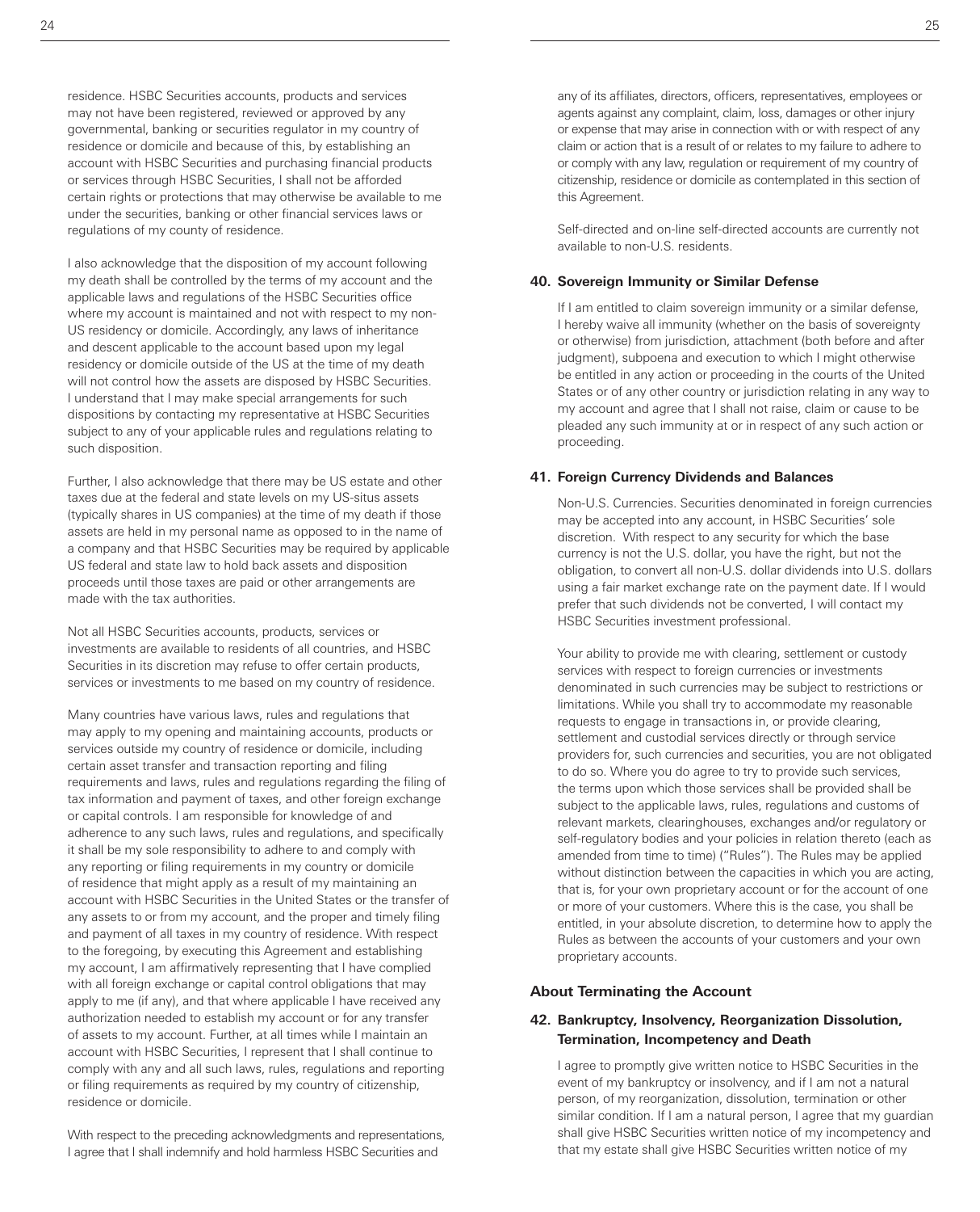residence. HSBC Securities accounts, products and services may not have been registered, reviewed or approved by any governmental, banking or securities regulator in my country of residence or domicile and because of this, by establishing an account with HSBC Securities and purchasing financial products or services through HSBC Securities, I shall not be afforded certain rights or protections that may otherwise be available to me under the securities, banking or other financial services laws or regulations of my county of residence.

I also acknowledge that the disposition of my account following my death shall be controlled by the terms of my account and the applicable laws and regulations of the HSBC Securities office where my account is maintained and not with respect to my non-US residency or domicile. Accordingly, any laws of inheritance and descent applicable to the account based upon my legal residency or domicile outside of the US at the time of my death will not control how the assets are disposed by HSBC Securities. I understand that I may make special arrangements for such dispositions by contacting my representative at HSBC Securities subject to any of your applicable rules and regulations relating to such disposition.

Further, I also acknowledge that there may be US estate and other taxes due at the federal and state levels on my US-situs assets (typically shares in US companies) at the time of my death if those assets are held in my personal name as opposed to in the name of a company and that HSBC Securities may be required by applicable US federal and state law to hold back assets and disposition proceeds until those taxes are paid or other arrangements are made with the tax authorities.

Not all HSBC Securities accounts, products, services or investments are available to residents of all countries, and HSBC Securities in its discretion may refuse to offer certain products, services or investments to me based on my country of residence.

Many countries have various laws, rules and regulations that may apply to my opening and maintaining accounts, products or services outside my country of residence or domicile, including certain asset transfer and transaction reporting and filing requirements and laws, rules and regulations regarding the filing of tax information and payment of taxes, and other foreign exchange or capital controls. I am responsible for knowledge of and adherence to any such laws, rules and regulations, and specifically it shall be my sole responsibility to adhere to and comply with any reporting or filing requirements in my country or domicile of residence that might apply as a result of my maintaining an account with HSBC Securities in the United States or the transfer of any assets to or from my account, and the proper and timely filing and payment of all taxes in my country of residence. With respect to the foregoing, by executing this Agreement and establishing my account, I am affirmatively representing that I have complied with all foreign exchange or capital control obligations that may apply to me (if any), and that where applicable I have received any authorization needed to establish my account or for any transfer of assets to my account. Further, at all times while I maintain an account with HSBC Securities, I represent that I shall continue to comply with any and all such laws, rules, regulations and reporting or filing requirements as required by my country of citizenship, residence or domicile.

With respect to the preceding acknowledgments and representations, I agree that I shall indemnify and hold harmless HSBC Securities and any of its affiliates, directors, officers, representatives, employees or agents against any complaint, claim, loss, damages or other injury or expense that may arise in connection with or with respect of any claim or action that is a result of or relates to my failure to adhere to or comply with any law, regulation or requirement of my country of citizenship, residence or domicile as contemplated in this section of this Agreement.

Self-directed and on-line self-directed accounts are currently not available to non-U.S. residents.

### 40. Sovereign Immunity or Similar Defense

If I am entitled to claim sovereign immunity or a similar defense, I hereby waive all immunity (whether on the basis of sovereignty or otherwise) from jurisdiction, attachment (both before and after judgment), subpoena and execution to which I might otherwise be entitled in any action or proceeding in the courts of the United States or of any other country or jurisdiction relating in any way to my account and agree that I shall not raise, claim or cause to be pleaded any such immunity at or in respect of any such action or proceeding.

### 41. Foreign Currency Dividends and Balances

Non-U.S. Currencies. Securities denominated in foreign currencies may be accepted into any account, in HSBC Securities' sole discretion. With respect to any security for which the base currency is not the U.S. dollar, you have the right, but not the obligation, to convert all non-U.S. dollar dividends into U.S. dollars using a fair market exchange rate on the payment date. If I would prefer that such dividends not be converted, I will contact my HSBC Securities investment professional.

Your ability to provide me with clearing, settlement or custody services with respect to foreign currencies or investments denominated in such currencies may be subject to restrictions or limitations. While you shall try to accommodate my reasonable requests to engage in transactions in, or provide clearing, settlement and custodial services directly or through service providers for, such currencies and securities, you are not obligated to do so. Where you do agree to try to provide such services, the terms upon which those services shall be provided shall be subject to the applicable laws, rules, regulations and customs of relevant markets, clearinghouses, exchanges and/or regulatory or self-regulatory bodies and your policies in relation thereto (each as amended from time to time) ("Rules"). The Rules may be applied without distinction between the capacities in which you are acting, that is, for your own proprietary account or for the account of one or more of your customers. Where this is the case, you shall be entitled, in your absolute discretion, to determine how to apply the Rules as between the accounts of your customers and your own proprietary accounts.

## About Terminating the Account

### 42. Bankruptcy, Insolvency, Reorganization Dissolution, Termination, Incompetency and Death

I agree to promptly give written notice to HSBC Securities in the event of my bankruptcy or insolvency, and if I am not a natural person, of my reorganization, dissolution, termination or other similar condition. If I am a natural person, I agree that my guardian shall give HSBC Securities written notice of my incompetency and that my estate shall give HSBC Securities written notice of my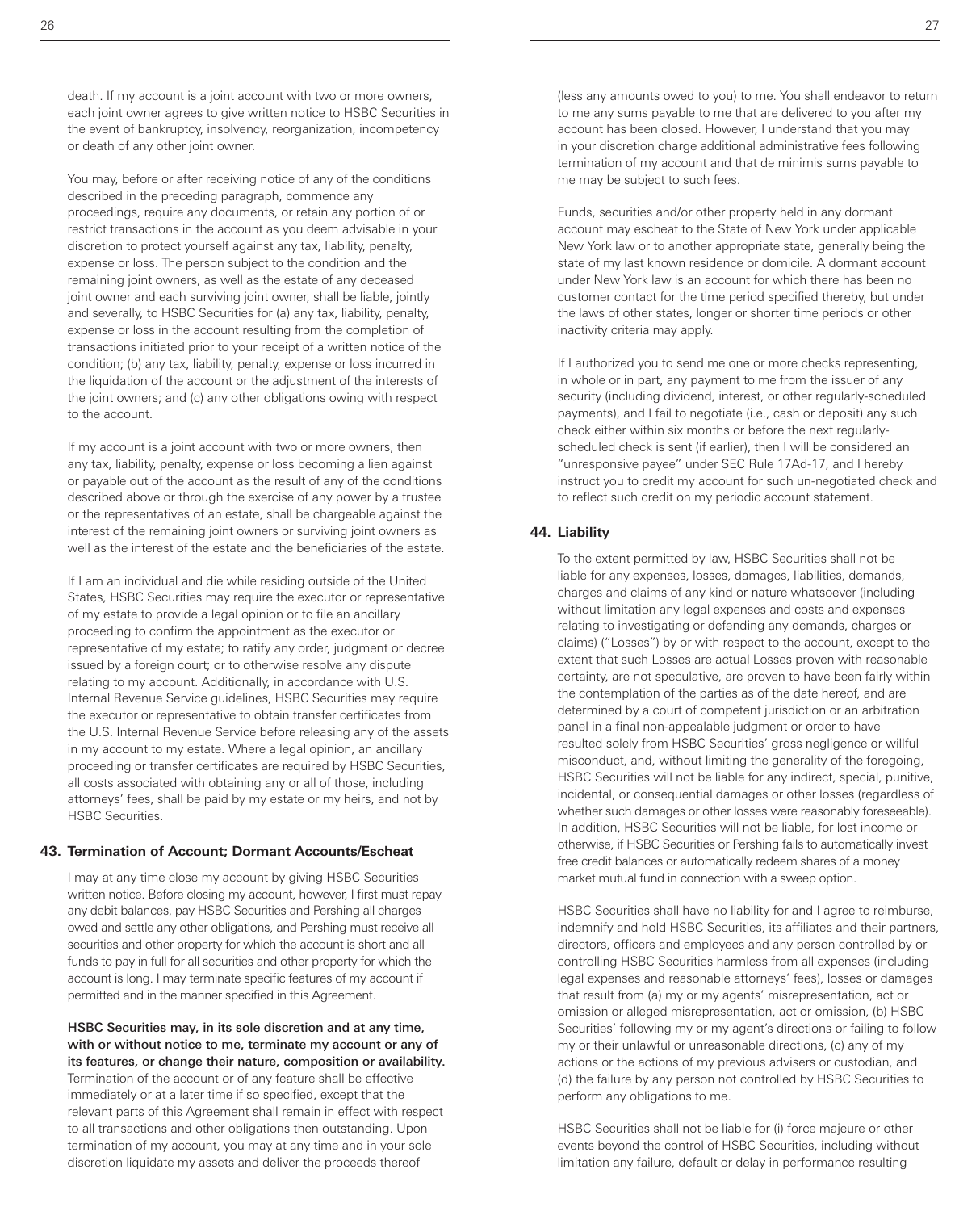death. If my account is a joint account with two or more owners, each joint owner agrees to give written notice to HSBC Securities in the event of bankruptcy, insolvency, reorganization, incompetency or death of any other joint owner.

You may, before or after receiving notice of any of the conditions described in the preceding paragraph, commence any proceedings, require any documents, or retain any portion of or restrict transactions in the account as you deem advisable in your discretion to protect yourself against any tax, liability, penalty, expense or loss. The person subject to the condition and the remaining joint owners, as well as the estate of any deceased joint owner and each surviving joint owner, shall be liable, jointly and severally, to HSBC Securities for (a) any tax, liability, penalty, expense or loss in the account resulting from the completion of transactions initiated prior to your receipt of a written notice of the condition; (b) any tax, liability, penalty, expense or loss incurred in the liquidation of the account or the adjustment of the interests of the joint owners; and (c) any other obligations owing with respect to the account.

If my account is a joint account with two or more owners, then any tax, liability, penalty, expense or loss becoming a lien against or payable out of the account as the result of any of the conditions described above or through the exercise of any power by a trustee or the representatives of an estate, shall be chargeable against the interest of the remaining joint owners or surviving joint owners as well as the interest of the estate and the beneficiaries of the estate.

If I am an individual and die while residing outside of the United States, HSBC Securities may require the executor or representative of my estate to provide a legal opinion or to file an ancillary proceeding to confirm the appointment as the executor or representative of my estate; to ratify any order, judgment or decree issued by a foreign court; or to otherwise resolve any dispute relating to my account. Additionally, in accordance with U.S. Internal Revenue Service guidelines, HSBC Securities may require the executor or representative to obtain transfer certificates from the U.S. Internal Revenue Service before releasing any of the assets in my account to my estate. Where a legal opinion, an ancillary proceeding or transfer certificates are required by HSBC Securities, all costs associated with obtaining any or all of those, including attorneys' fees, shall be paid by my estate or my heirs, and not by HSBC Securities.

## 43. Termination of Account; Dormant Accounts/Escheat

I may at any time close my account by giving HSBC Securities written notice. Before closing my account, however, I first must repay any debit balances, pay HSBC Securities and Pershing all charges owed and settle any other obligations, and Pershing must receive all securities and other property for which the account is short and all funds to pay in full for all securities and other property for which the account is long. I may terminate specific features of my account if permitted and in the manner specified in this Agreement.

**HSBC Securities may, in its sole discretion and at any time, with or without notice to me, terminate my account or any of its features, or change their nature, composition or availability.** Termination of the account or of any feature shall be effective immediately or at a later time if so specified, except that the relevant parts of this Agreement shall remain in effect with respect to all transactions and other obligations then outstanding. Upon termination of my account, you may at any time and in your sole discretion liquidate my assets and deliver the proceeds thereof (less any amounts owed to you) to me. You shall endeavor to return to me any sums payable to me that are delivered to you after my account has been closed. However, I understand that you may in your discretion charge additional administrative fees following termination of my account and that de minimis sums payable to me may be subject to such fees.

Funds, securities and/or other property held in any dormant account may escheat to the State of New York under applicable New York law or to another appropriate state, generally being the state of my last known residence or domicile. A dormant account under New York law is an account for which there has been no customer contact for the time period specified thereby, but under the laws of other states, longer or shorter time periods or other inactivity criteria may apply.

If I authorized you to send me one or more checks representing, in whole or in part, any payment to me from the issuer of any security (including dividend, interest, or other regularly-scheduled payments), and I fail to negotiate (i.e., cash or deposit) any such check either within six months or before the next regularly-scheduled check is sent (if earlier), then I will be considered an "unresponsive payee" under SEC Rule 17Ad-17, and I hereby instruct you to credit my account for such un-negotiated check and to reflect such credit on my periodic account statement.

## 44. Liability

To the extent permitted by law, HSBC Securities shall not be liable for any expenses, losses, damages, liabilities, demands, charges and claims of any kind or nature whatsoever (including without limitation any legal expenses and costs and expenses relating to investigating or defending any demands, charges or claims) ("Losses") by or with respect to the account, except to the extent that such Losses are actual Losses proven with reasonable certainty, are not speculative, are proven to have been fairly within the contemplation of the parties as of the date hereof, and are determined by a court of competent jurisdiction or an arbitration panel in a final non-appealable judgment or order to have resulted solely from HSBC Securities' gross negligence or willful misconduct, and, without limiting the generality of the foregoing, HSBC Securities will not be liable for any indirect, special, punitive, incidental, or consequential damages or other losses (regardless of whether such damages or other losses were reasonably foreseeable). In addition, HSBC Securities will not be liable, for lost income or otherwise, if HSBC Securities or Pershing fails to automatically invest free credit balances or automatically redeem shares of a money market mutual fund in connection with a sweep option.

HSBC Securities shall have no liability for and I agree to reimburse, indemnify and hold HSBC Securities, its affiliates and their partners, directors, officers and employees and any person controlled by or controlling HSBC Securities harmless from all expenses (including legal expenses and reasonable attorneys' fees), losses or damages that result from (a) my or my agents' misrepresentation, act or omission or alleged misrepresentation, act or omission, (b) HSBC Securities' following my or my agent's directions or failing to follow my or their unlawful or unreasonable directions, (c) any of my actions or the actions of my previous advisers or custodian, and (d) the failure by any person not controlled by HSBC Securities to perform any obligations to me.

HSBC Securities shall not be liable for (i) force majeure or other events beyond the control of HSBC Securities, including without limitation any failure, default or delay in performance resulting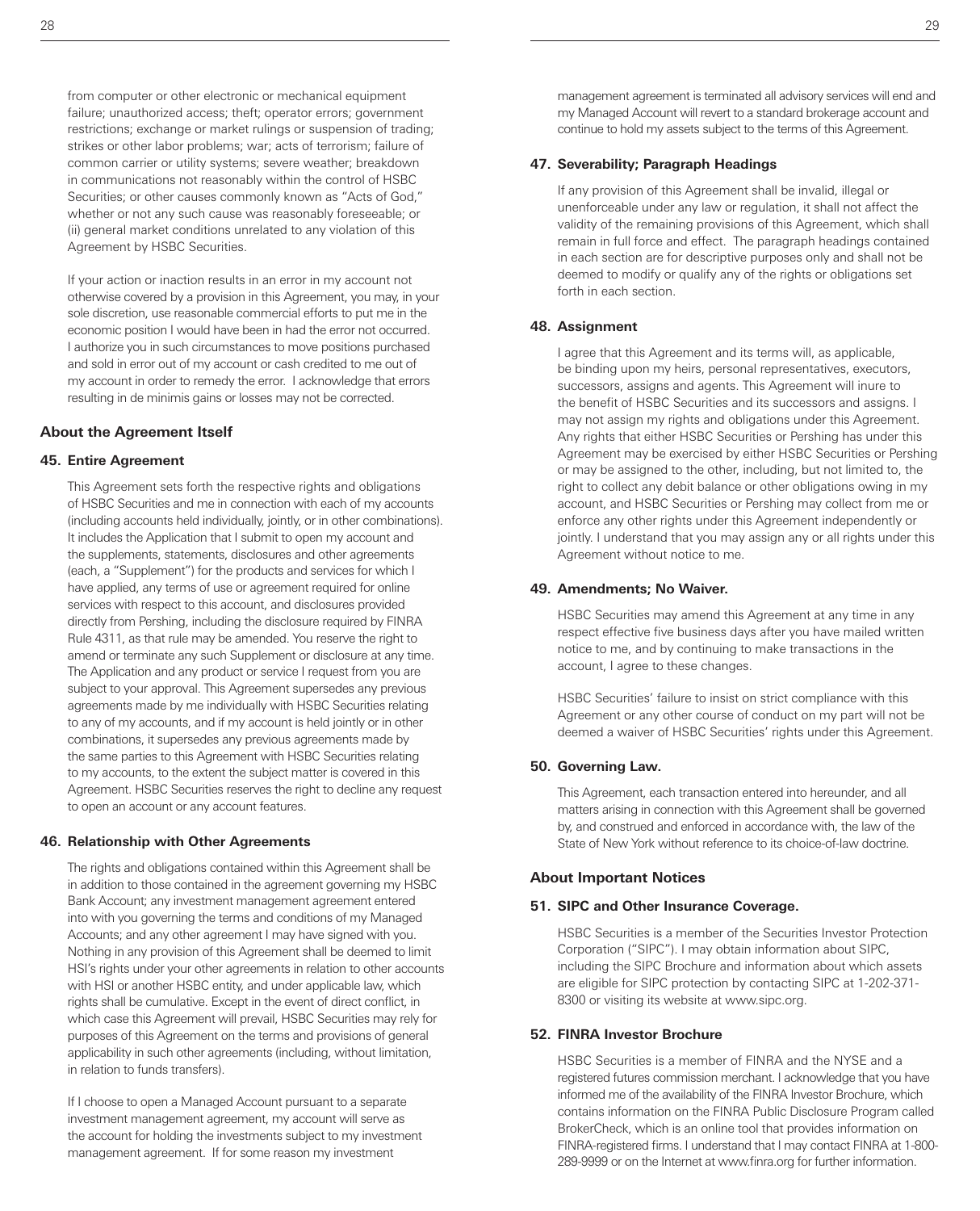from computer or other electronic or mechanical equipment failure; unauthorized access; theft; operator errors; government restrictions; exchange or market rulings or suspension of trading; strikes or other labor problems; war; acts of terrorism; failure of common carrier or utility systems; severe weather; breakdown in communications not reasonably within the control of HSBC Securities; or other causes commonly known as "Acts of God," whether or not any such cause was reasonably foreseeable; or (ii) general market conditions unrelated to any violation of this Agreement by HSBC Securities.

If your action or inaction results in an error in my account not otherwise covered by a provision in this Agreement, you may, in your sole discretion, use reasonable commercial efforts to put me in the economic position I would have been in had the error not occurred. I authorize you in such circumstances to move positions purchased and sold in error out of my account or cash credited to me out of my account in order to remedy the error. I acknowledge that errors resulting in de minimis gains or losses may not be corrected.

## About the Agreement Itself

### 45. Entire Agreement

This Agreement sets forth the respective rights and obligations of HSBC Securities and me in connection with each of my accounts (including accounts held individually, jointly, or in other combinations). It includes the Application that I submit to open my account and the supplements, statements, disclosures and other agreements (each, a "Supplement") for the products and services for which I have applied, any terms of use or agreement required for online services with respect to this account, and disclosures provided directly from Pershing, including the disclosure required by FINRA Rule 4311, as that rule may be amended. You reserve the right to amend or terminate any such Supplement or disclosure at any time. The Application and any product or service I request from you are subject to your approval. This Agreement supersedes any previous agreements made by me individually with HSBC Securities relating to any of my accounts, and if my account is held jointly or in other combinations, it supersedes any previous agreements made by the same parties to this Agreement with HSBC Securities relating to my accounts, to the extent the subject matter is covered in this Agreement. HSBC Securities reserves the right to decline any request to open an account or any account features.

### 46. Relationship with Other Agreements

The rights and obligations contained within this Agreement shall be in addition to those contained in the agreement governing my HSBC Bank Account; any investment management agreement entered into with you governing the terms and conditions of my Managed Accounts; and any other agreement I may have signed with you. Nothing in any provision of this Agreement shall be deemed to limit HSI's rights under your other agreements in relation to other accounts with HSI or another HSBC entity, and under applicable law, which rights shall be cumulative. Except in the event of direct conflict, in which case this Agreement will prevail, HSBC Securities may rely for purposes of this Agreement on the terms and provisions of general applicability in such other agreements (including, without limitation, in relation to funds transfers).

If I choose to open a Managed Account pursuant to a separate investment management agreement, my account will serve as the account for holding the investments subject to my investment management agreement. If for some reason my investment management agreement is terminated all advisory services will end and my Managed Account will revert to a standard brokerage account and continue to hold my assets subject to the terms of this Agreement.

### 47. Severability; Paragraph Headings

If any provision of this Agreement shall be invalid, illegal or unenforceable under any law or regulation, it shall not affect the validity of the remaining provisions of this Agreement, which shall remain in full force and effect. The paragraph headings contained in each section are for descriptive purposes only and shall not be deemed to modify or qualify any of the rights or obligations set forth in each section.

### 48. Assignment

I agree that this Agreement and its terms will, as applicable, be binding upon my heirs, personal representatives, executors, successors, assigns and agents. This Agreement will inure to the benefit of HSBC Securities and its successors and assigns. I may not assign my rights and obligations under this Agreement. Any rights that either HSBC Securities or Pershing has under this Agreement may be exercised by either HSBC Securities or Pershing or may be assigned to the other, including, but not limited to, the right to collect any debit balance or other obligations owing in my account, and HSBC Securities or Pershing may collect from me or enforce any other rights under this Agreement independently or jointly. I understand that you may assign any or all rights under this Agreement without notice to me.

### 49. Amendments; No Waiver.

HSBC Securities may amend this Agreement at any time in any respect effective five business days after you have mailed written notice to me, and by continuing to make transactions in the account, I agree to these changes.

HSBC Securities' failure to insist on strict compliance with this Agreement or any other course of conduct on my part will not be deemed a waiver of HSBC Securities' rights under this Agreement.

### 50. Governing Law.

This Agreement, each transaction entered into hereunder, and all matters arising in connection with this Agreement shall be governed by, and construed and enforced in accordance with, the law of the State of New York without reference to its choice-of-law doctrine.

## About Important Notices

### 51. SIPC and Other Insurance Coverage.

HSBC Securities is a member of the Securities Investor Protection Corporation ("SIPC"). I may obtain information about SIPC, including the SIPC Brochure and information about which assets are eligible for SIPC protection by contacting SIPC at 1-202-371-8300 or visiting its website at www.sipc.org.

### 52. FINRA Investor Brochure

HSBC Securities is a member of FINRA and the NYSE and a registered futures commission merchant. I acknowledge that you have informed me of the availability of the FINRA Investor Brochure, which contains information on the FINRA Public Disclosure Program called BrokerCheck, which is an online tool that provides information on FINRA-registered firms. I understand that I may contact FINRA at 1-800-289-9999 or on the Internet at www.finra.org for further information.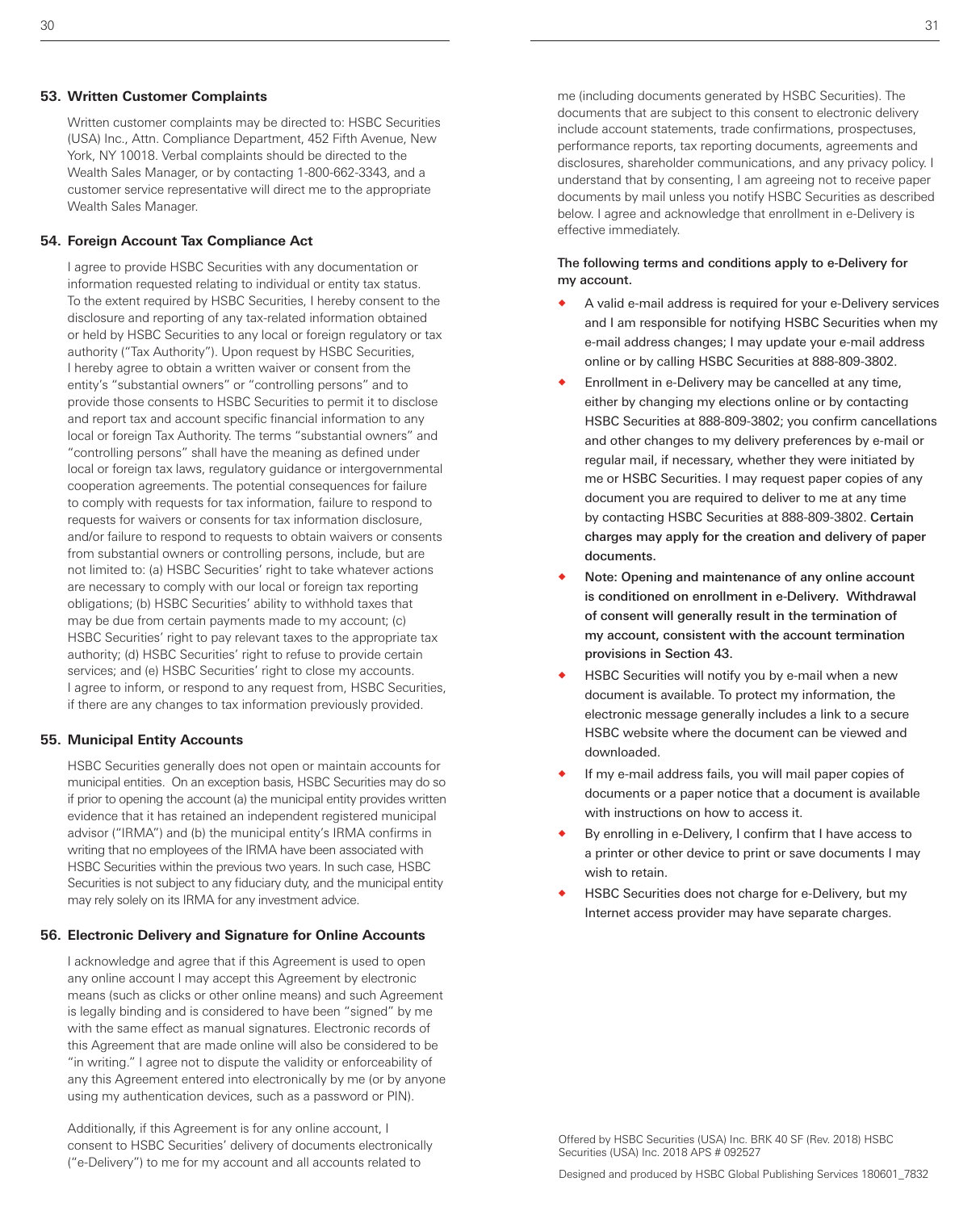## 53. Written Customer Complaints

Written customer complaints may be directed to: HSBC Securities (USA) Inc., Attn. Compliance Department, 452 Fifth Avenue, New York, NY 10018. Verbal complaints should be directed to the Wealth Sales Manager, or by contacting 1-800-662-3343, and a customer service representative will direct me to the appropriate Wealth Sales Manager.

## 54. Foreign Account Tax Compliance Act

I agree to provide HSBC Securities with any documentation or information requested relating to individual or entity tax status. To the extent required by HSBC Securities, I hereby consent to the disclosure and reporting of any tax-related information obtained or held by HSBC Securities to any local or foreign regulatory or tax authority ("Tax Authority"). Upon request by HSBC Securities, I hereby agree to obtain a written waiver or consent from the entity's "substantial owners" or "controlling persons" and to provide those consents to HSBC Securities to permit it to disclose and report tax and account specific financial information to any local or foreign Tax Authority. The terms "substantial owners" and "controlling persons" shall have the meaning as defined under local or foreign tax laws, regulatory guidance or intergovernmental cooperation agreements. The potential consequences for failure to comply with requests for tax information, failure to respond to requests for waivers or consents for tax information disclosure, and/or failure to respond to requests to obtain waivers or consents from substantial owners or controlling persons, include, but are not limited to: (a) HSBC Securities' right to take whatever actions are necessary to comply with our local or foreign tax reporting obligations; (b) HSBC Securities' ability to withhold taxes that may be due from certain payments made to my account; (c) HSBC Securities' right to pay relevant taxes to the appropriate tax authority; (d) HSBC Securities' right to refuse to provide certain services; and (e) HSBC Securities' right to close my accounts. I agree to inform, or respond to any request from, HSBC Securities, if there are any changes to tax information previously provided.

## 55. Municipal Entity Accounts

HSBC Securities generally does not open or maintain accounts for municipal entities. On an exception basis, HSBC Securities may do so if prior to opening the account (a) the municipal entity provides written evidence that it has retained an independent registered municipal advisor ("IRMA") and (b) the municipal entity's IRMA confirms in writing that no employees of the IRMA have been associated with HSBC Securities within the previous two years. In such case, HSBC Securities is not subject to any fiduciary duty, and the municipal entity may rely solely on its IRMA for any investment advice.

## 56. Electronic Delivery and Signature for Online Accounts

I acknowledge and agree that if this Agreement is used to open any online account I may accept this Agreement by electronic means (such as clicks or other online means) and such Agreement is legally binding and is considered to have been "signed" by me with the same effect as manual signatures. Electronic records of this Agreement that are made online will also be considered to be "in writing." I agree not to dispute the validity or enforceability of any this Agreement entered into electronically by me (or by anyone using my authentication devices, such as a password or PIN).

Additionally, if this Agreement is for any online account, I consent to HSBC Securities' delivery of documents electronically ("e-Delivery") to me for my account and all accounts related to me (including documents generated by HSBC Securities). The documents that are subject to this consent to electronic delivery include account statements, trade confirmations, prospectuses, performance reports, tax reporting documents, agreements and disclosures, shareholder communications, and any privacy policy. I understand that by consenting, I am agreeing not to receive paper documents by mail unless you notify HSBC Securities as described below. I agree and acknowledge that enrollment in e-Delivery is effective immediately.

The following terms and conditions apply to e-Delivery for my account.

- A valid e-mail address is required for your e-Delivery services and I am responsible for notifying HSBC Securities when my e-mail address changes; I may update your e-mail address online or by calling HSBC Securities at 888-809-3802.
- Enrollment in e-Delivery may be cancelled at any time, either by changing my elections online or by contacting HSBC Securities at 888-809-3802; you confirm cancellations and other changes to my delivery preferences by e-mail or regular mail, if necessary, whether they were initiated by me or HSBC Securities. I may request paper copies of any document you are required to deliver to me at any time by contacting HSBC Securities at 888-809-3802. **Certain charges may apply for the creation and delivery of paper documents.**
- **Note: Opening and maintenance of any online account is conditioned on enrollment in e-Delivery. Withdrawal of consent will generally result in the termination of my account, consistent with the account termination provisions in Section 43.**
- HSBC Securities will notify you by e-mail when a new document is available. To protect my information, the electronic message generally includes a link to a secure HSBC website where the document can be viewed and downloaded.
- If my e-mail address fails, you will mail paper copies of documents or a paper notice that a document is available with instructions on how to access it.
- By enrolling in e-Delivery, I confirm that I have access to a printer or other device to print or save documents I may wish to retain.
- HSBC Securities does not charge for e-Delivery, but my Internet access provider may have separate charges.

Offered by HSBC Securities (USA) Inc. BRK 40 SF (Rev. 2018) HSBC Securities (USA) Inc. 2018 APS # 092527

Designed and produced by HSBC Global Publishing Services 180601_7832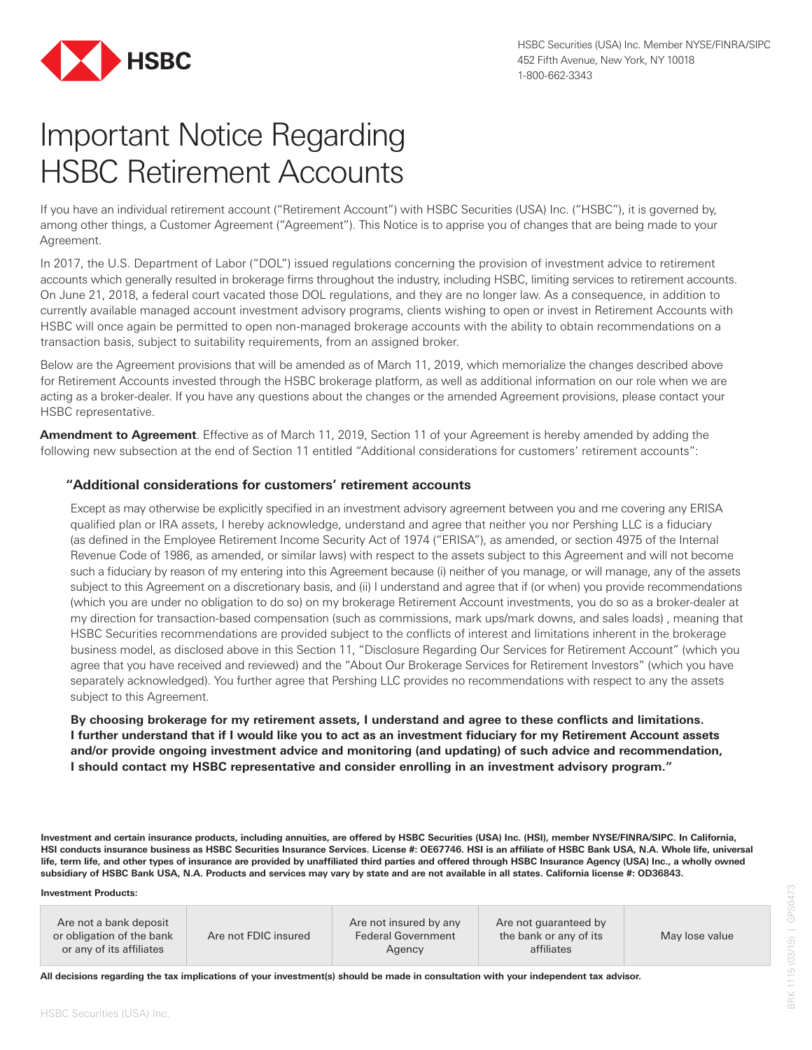HSBC Securities (USA) Inc. Member NYSE/FINRA/SIPC
452 Fifth Avenue, New York, NY 10018
1-800-662-3343

# Important Notice Regarding HSBC Retirement Accounts

If you have an individual retirement account ("Retirement Account") with HSBC Securities (USA) Inc. ("HSBC"), it is governed by, among other things, a Customer Agreement ("Agreement"). This Notice is to apprise you of changes that are being made to your Agreement.

In 2017, the U.S. Department of Labor ("DOL") issued regulations concerning the provision of investment advice to retirement accounts which generally resulted in brokerage firms throughout the industry, including HSBC, limiting services to retirement accounts. On June 21, 2018, a federal court vacated those DOL regulations, and they are no longer law. As a consequence, in addition to currently available managed account investment advisory programs, clients wishing to open or invest in Retirement Accounts with HSBC will once again be permitted to open non-managed brokerage accounts with the ability to obtain recommendations on a transaction basis, subject to suitability requirements, from an assigned broker.

Below are the Agreement provisions that will be amended as of March 11, 2019, which memorialize the changes described above for Retirement Accounts invested through the HSBC brokerage platform, as well as additional information on our role when we are acting as a broker-dealer. If you have any questions about the changes or the amended Agreement provisions, please contact your HSBC representative.

**Amendment to Agreement**. Effective as of March 11, 2019, Section 11 of your Agreement is hereby amended by adding the following new subsection at the end of Section 11 entitled "Additional considerations for customers' retirement accounts":

### "Additional considerations for customers' retirement accounts

Except as may otherwise be explicitly specified in an investment advisory agreement between you and me covering any ERISA qualified plan or IRA assets, I hereby acknowledge, understand and agree that neither you nor Pershing LLC is a fiduciary (as defined in the Employee Retirement Income Security Act of 1974 ("ERISA"), as amended, or section 4975 of the Internal Revenue Code of 1986, as amended, or similar laws) with respect to the assets subject to this Agreement and will not become such a fiduciary by reason of my entering into this Agreement because (i) neither of you manage, or will manage, any of the assets subject to this Agreement on a discretionary basis, and (ii) I understand and agree that if (or when) you provide recommendations (which you are under no obligation to do so) on my brokerage Retirement Account investments, you do so as a broker-dealer at my direction for transaction-based compensation (such as commissions, mark ups/mark downs, and sales loads) , meaning that HSBC Securities recommendations are provided subject to the conflicts of interest and limitations inherent in the brokerage business model, as disclosed above in this Section 11, "Disclosure Regarding Our Services for Retirement Account" (which you agree that you have received and reviewed) and the "About Our Brokerage Services for Retirement Investors" (which you have separately acknowledged). You further agree that Pershing LLC provides no recommendations with respect to any the assets subject to this Agreement.

**By choosing brokerage for my retirement assets, I understand and agree to these conflicts and limitations. I further understand that if I would like you to act as an investment fiduciary for my Retirement Account assets and/or provide ongoing investment advice and monitoring (and updating) of such advice and recommendation, I should contact my HSBC representative and consider enrolling in an investment advisory program."**

**Investment and certain insurance products, including annuities, are offered by HSBC Securities (USA) Inc. (HSI), member NYSE/FINRA/SIPC. In California, HSI conducts insurance business as HSBC Securities Insurance Services. License #: OE67746. HSI is an affiliate of HSBC Bank USA, N.A. Whole life, universal life, term life, and other types of insurance are provided by unaffiliated third parties and offered through HSBC Insurance Agency (USA) Inc., a wholly owned subsidiary of HSBC Bank USA, N.A. Products and services may vary by state and are not available in all states. California license #: OD36843.**

**Investment Products:**

| | | | | |
|---|---|---|---|---|
| Are not a bank deposit or obligation of the bank or any of its affiliates | Are not FDIC insured | Are not insured by any Federal Government Agency | Are not guaranteed by the bank or any of its affiliates | May lose value |

**All decisions regarding the tax implications of your investment(s) should be made in consultation with your independent tax advisor.**

BRK 1115 (03/19) | GPS0473